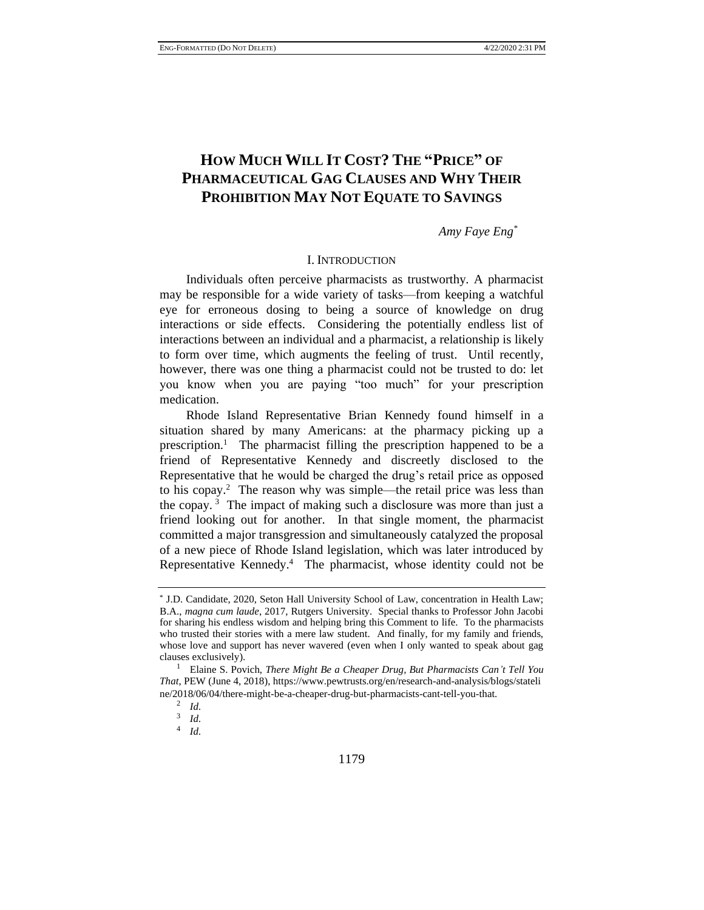# HOW MUCH WILL IT COST? THE "PRICE" OF PHARMACEUTICAL GAG CLAUSES AND WHY THEIR PROHIBITION MAY NOT EQUATE TO SAVINGS

*Amy Faye Eng*[*]

## I. INTRODUCTION

Individuals often perceive pharmacists as trustworthy. A pharmacist may be responsible for a wide variety of tasks—from keeping a watchful eye for erroneous dosing to being a source of knowledge on drug interactions or side effects. Considering the potentially endless list of interactions between an individual and a pharmacist, a relationship is likely to form over time, which augments the feeling of trust. Until recently, however, there was one thing a pharmacist could not be trusted to do: let you know when you are paying "too much" for your prescription medication.

Rhode Island Representative Brian Kennedy found himself in a situation shared by many Americans: at the pharmacy picking up a prescription.[1] The pharmacist filling the prescription happened to be a friend of Representative Kennedy and discreetly disclosed to the Representative that he would be charged the drug's retail price as opposed to his copay.[2] The reason why was simple—the retail price was less than the copay.[3] The impact of making such a disclosure was more than just a friend looking out for another. In that single moment, the pharmacist committed a major transgression and simultaneously catalyzed the proposal of a new piece of Rhode Island legislation, which was later introduced by Representative Kennedy.[4] The pharmacist, whose identity could not be

---

[*] J.D. Candidate, 2020, Seton Hall University School of Law, concentration in Health Law; B.A., *magna cum laude*, 2017, Rutgers University. Special thanks to Professor John Jacobi for sharing his endless wisdom and helping bring this Comment to life. To the pharmacists who trusted their stories with a mere law student. And finally, for my family and friends, whose love and support has never wavered (even when I only wanted to speak about gag clauses exclusively).

[1] Elaine S. Povich, *There Might Be a Cheaper Drug, But Pharmacists Can't Tell You That*, PEW (June 4, 2018), https://www.pewtrusts.org/en/research-and-analysis/blogs/stateline/2018/06/04/there-might-be-a-cheaper-drug-but-pharmacists-cant-tell-you-that.

[2] *Id.*

[3] *Id.*

[4] *Id.*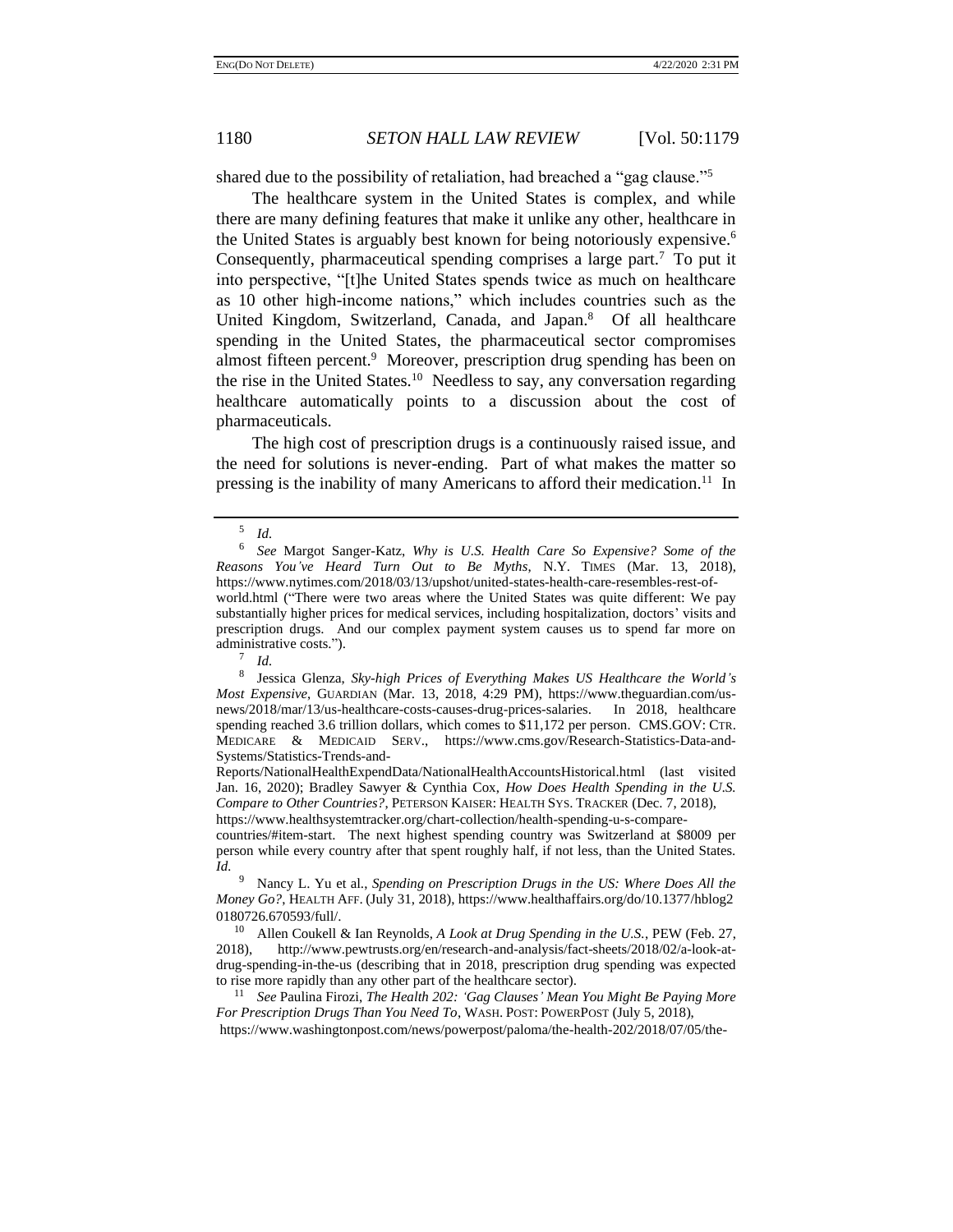shared due to the possibility of retaliation, had breached a "gag clause."[5]

The healthcare system in the United States is complex, and while there are many defining features that make it unlike any other, healthcare in the United States is arguably best known for being notoriously expensive.[6] Consequently, pharmaceutical spending comprises a large part.[7] To put it into perspective, "[t]he United States spends twice as much on healthcare as 10 other high-income nations," which includes countries such as the United Kingdom, Switzerland, Canada, and Japan.[8] Of all healthcare spending in the United States, the pharmaceutical sector compromises almost fifteen percent.[9] Moreover, prescription drug spending has been on the rise in the United States.[10] Needless to say, any conversation regarding healthcare automatically points to a discussion about the cost of pharmaceuticals.

The high cost of prescription drugs is a continuously raised issue, and the need for solutions is never-ending. Part of what makes the matter so pressing is the inability of many Americans to afford their medication.[11] In

---

[5] *Id.*

[6] *See* Margot Sanger-Katz, *Why is U.S. Health Care So Expensive? Some of the Reasons You've Heard Turn Out to Be Myths*, N.Y. TIMES (Mar. 13, 2018), https://www.nytimes.com/2018/03/13/upshot/united-states-health-care-resembles-rest-of-world.html ("There were two areas where the United States was quite different: We pay substantially higher prices for medical services, including hospitalization, doctors' visits and prescription drugs. And our complex payment system causes us to spend far more on administrative costs.").

[7] *Id.*

[8] Jessica Glenza, *Sky-high Prices of Everything Makes US Healthcare the World's Most Expensive*, GUARDIAN (Mar. 13, 2018, 4:29 PM), https://www.theguardian.com/us-news/2018/mar/13/us-healthcare-costs-causes-drug-prices-salaries. In 2018, healthcare spending reached 3.6 trillion dollars, which comes to $11,172 per person. CMS.GOV: CTR. MEDICARE & MEDICAID SERV., https://www.cms.gov/Research-Statistics-Data-and-Systems/Statistics-Trends-and-Reports/NationalHealthExpendData/NationalHealthAccountsHistorical.html (last visited Jan. 16, 2020); Bradley Sawyer & Cynthia Cox, *How Does Health Spending in the U.S. Compare to Other Countries?*, PETERSON KAISER: HEALTH SYS. TRACKER (Dec. 7, 2018), https://www.healthsystemtracker.org/chart-collection/health-spending-u-s-compare-countries/#item-start. The next highest spending country was Switzerland at $8009 per person while every country after that spent roughly half, if not less, than the United States. *Id.*

[9] Nancy L. Yu et al., *Spending on Prescription Drugs in the US: Where Does All the Money Go?*, HEALTH AFF. (July 31, 2018), https://www.healthaffairs.org/do/10.1377/hblog20180726.670593/full/.

[10] Allen Coukell & Ian Reynolds, *A Look at Drug Spending in the U.S.*, PEW (Feb. 27, 2018), http://www.pewtrusts.org/en/research-and-analysis/fact-sheets/2018/02/a-look-at-drug-spending-in-the-us (describing that in 2018, prescription drug spending was expected to rise more rapidly than any other part of the healthcare sector).

[11] *See* Paulina Firozi, *The Health 202: 'Gag Clauses' Mean You Might Be Paying More For Prescription Drugs Than You Need To*, WASH. POST: POWERPOST (July 5, 2018), https://www.washingtonpost.com/news/powerpost/paloma/the-health-202/2018/07/05/the-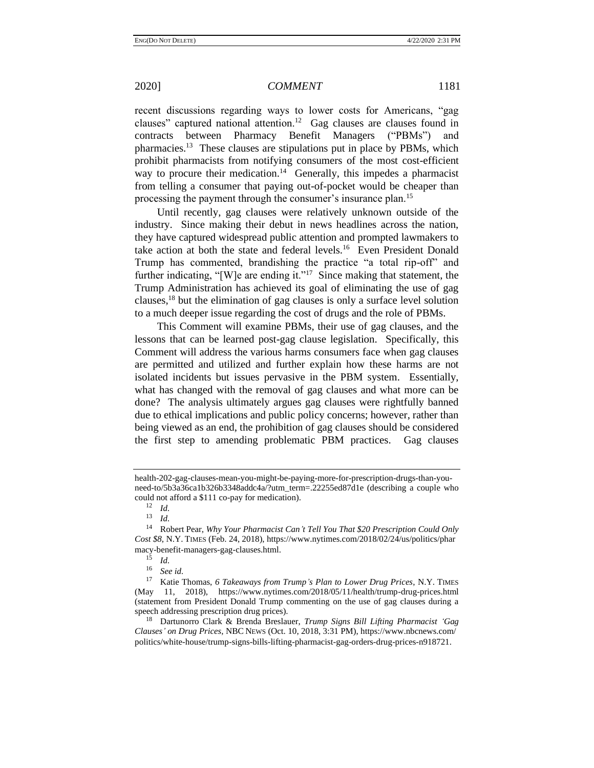recent discussions regarding ways to lower costs for Americans, "gag clauses" captured national attention.[12] Gag clauses are clauses found in contracts between Pharmacy Benefit Managers ("PBMs") and pharmacies.[13] These clauses are stipulations put in place by PBMs, which prohibit pharmacists from notifying consumers of the most cost-efficient way to procure their medication.[14] Generally, this impedes a pharmacist from telling a consumer that paying out-of-pocket would be cheaper than processing the payment through the consumer's insurance plan.[15]

Until recently, gag clauses were relatively unknown outside of the industry. Since making their debut in news headlines across the nation, they have captured widespread public attention and prompted lawmakers to take action at both the state and federal levels.[16] Even President Donald Trump has commented, brandishing the practice "a total rip-off" and further indicating, "[W]e are ending it."[17] Since making that statement, the Trump Administration has achieved its goal of eliminating the use of gag clauses,[18] but the elimination of gag clauses is only a surface level solution to a much deeper issue regarding the cost of drugs and the role of PBMs.

This Comment will examine PBMs, their use of gag clauses, and the lessons that can be learned post-gag clause legislation. Specifically, this Comment will address the various harms consumers face when gag clauses are permitted and utilized and further explain how these harms are not isolated incidents but issues pervasive in the PBM system. Essentially, what has changed with the removal of gag clauses and what more can be done? The analysis ultimately argues gag clauses were rightfully banned due to ethical implications and public policy concerns; however, rather than being viewed as an end, the prohibition of gag clauses should be considered the first step to amending problematic PBM practices. Gag clauses

---

health-202-gag-clauses-mean-you-might-be-paying-more-for-prescription-drugs-than-you-need-to/5b3a36ca1b326b3348addc4a/?utm_term=.22255ed87d1e (describing a couple who could not afford a $111 co-pay for medication).

[12] *Id.*

[13] *Id.*

[14] Robert Pear, *Why Your Pharmacist Can't Tell You That $20 Prescription Could Only Cost $8*, N.Y. TIMES (Feb. 24, 2018), https://www.nytimes.com/2018/02/24/us/politics/pharmacy-benefit-managers-gag-clauses.html.

[15] *Id.*

[16] *See id.*

[17] Katie Thomas, *6 Takeaways from Trump's Plan to Lower Drug Prices*, N.Y. TIMES (May 11, 2018), https://www.nytimes.com/2018/05/11/health/trump-drug-prices.html (statement from President Donald Trump commenting on the use of gag clauses during a speech addressing prescription drug prices).

[18] Dartunorro Clark & Brenda Breslauer, *Trump Signs Bill Lifting Pharmacist 'Gag Clauses' on Drug Prices*, NBC NEWS (Oct. 10, 2018, 3:31 PM), https://www.nbcnews.com/politics/white-house/trump-signs-bills-lifting-pharmacist-gag-orders-drug-prices-n918721.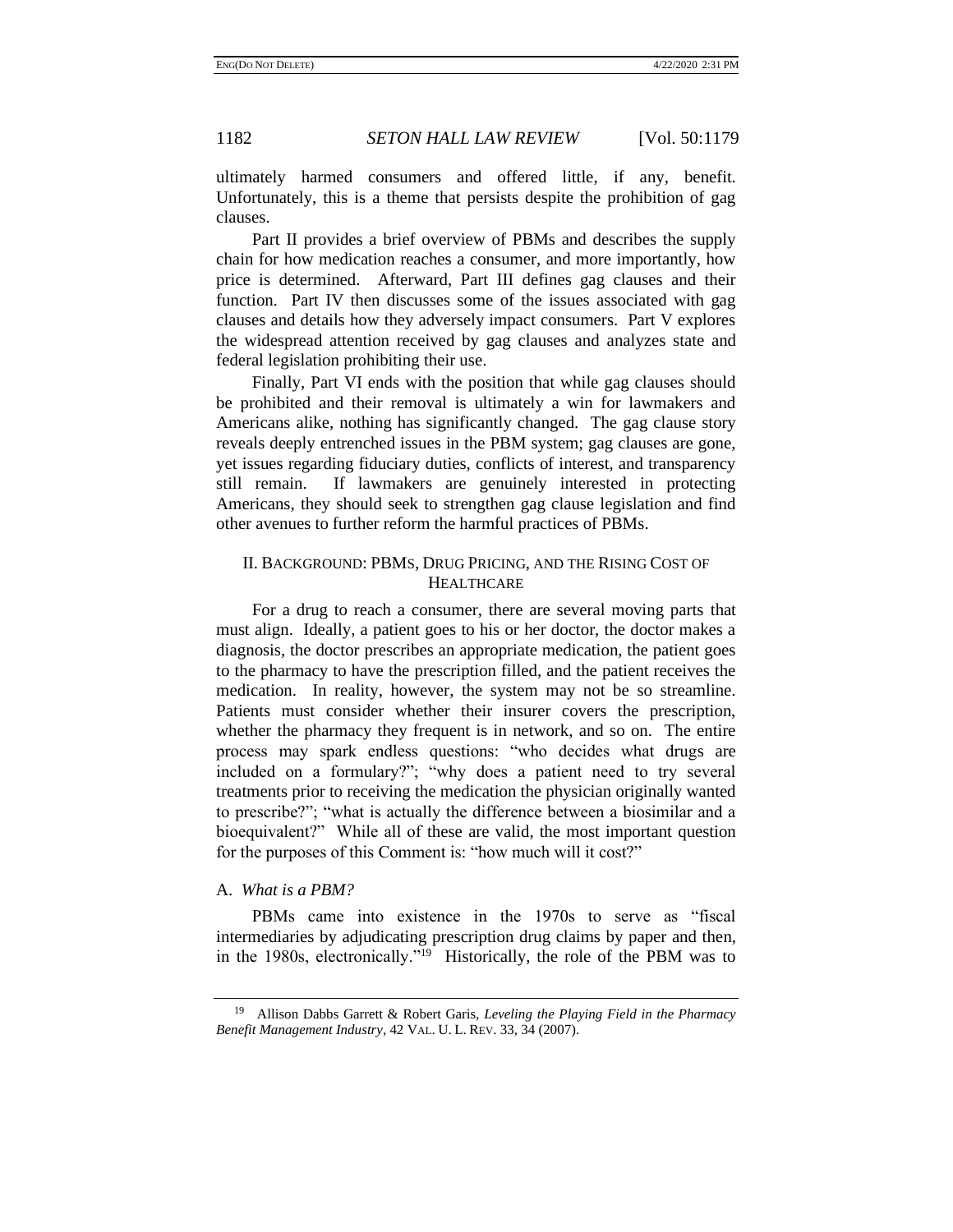ultimately harmed consumers and offered little, if any, benefit. Unfortunately, this is a theme that persists despite the prohibition of gag clauses.

Part II provides a brief overview of PBMs and describes the supply chain for how medication reaches a consumer, and more importantly, how price is determined. Afterward, Part III defines gag clauses and their function. Part IV then discusses some of the issues associated with gag clauses and details how they adversely impact consumers. Part V explores the widespread attention received by gag clauses and analyzes state and federal legislation prohibiting their use.

Finally, Part VI ends with the position that while gag clauses should be prohibited and their removal is ultimately a win for lawmakers and Americans alike, nothing has significantly changed. The gag clause story reveals deeply entrenched issues in the PBM system; gag clauses are gone, yet issues regarding fiduciary duties, conflicts of interest, and transparency still remain. If lawmakers are genuinely interested in protecting Americans, they should seek to strengthen gag clause legislation and find other avenues to further reform the harmful practices of PBMs.

## II. BACKGROUND: PBMS, DRUG PRICING, AND THE RISING COST OF HEALTHCARE

For a drug to reach a consumer, there are several moving parts that must align. Ideally, a patient goes to his or her doctor, the doctor makes a diagnosis, the doctor prescribes an appropriate medication, the patient goes to the pharmacy to have the prescription filled, and the patient receives the medication. In reality, however, the system may not be so streamline. Patients must consider whether their insurer covers the prescription, whether the pharmacy they frequent is in network, and so on. The entire process may spark endless questions: "who decides what drugs are included on a formulary?"; "why does a patient need to try several treatments prior to receiving the medication the physician originally wanted to prescribe?"; "what is actually the difference between a biosimilar and a bioequivalent?" While all of these are valid, the most important question for the purposes of this Comment is: "how much will it cost?"

### A. *What is a PBM?*

PBMs came into existence in the 1970s to serve as "fiscal intermediaries by adjudicating prescription drug claims by paper and then, in the 1980s, electronically."[19] Historically, the role of the PBM was to

---

[19] Allison Dabbs Garrett & Robert Garis, *Leveling the Playing Field in the Pharmacy Benefit Management Industry*, 42 VAL. U. L. REV. 33, 34 (2007).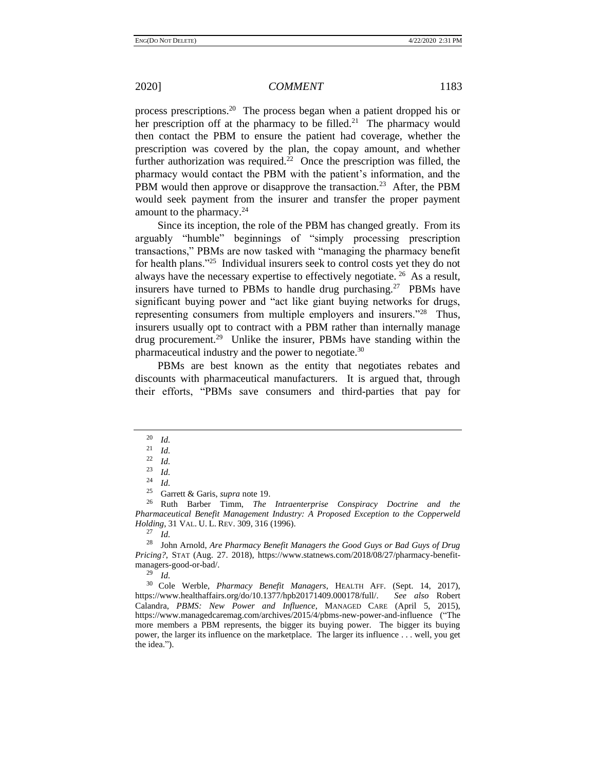process prescriptions.[20] The process began when a patient dropped his or her prescription off at the pharmacy to be filled.[21] The pharmacy would then contact the PBM to ensure the patient had coverage, whether the prescription was covered by the plan, the copay amount, and whether further authorization was required.[22] Once the prescription was filled, the pharmacy would contact the PBM with the patient's information, and the PBM would then approve or disapprove the transaction.[23] After, the PBM would seek payment from the insurer and transfer the proper payment amount to the pharmacy.[24]

Since its inception, the role of the PBM has changed greatly. From its arguably "humble" beginnings of "simply processing prescription transactions," PBMs are now tasked with "managing the pharmacy benefit for health plans."[25] Individual insurers seek to control costs yet they do not always have the necessary expertise to effectively negotiate.[26] As a result, insurers have turned to PBMs to handle drug purchasing.[27] PBMs have significant buying power and "act like giant buying networks for drugs, representing consumers from multiple employers and insurers."[28] Thus, insurers usually opt to contract with a PBM rather than internally manage drug procurement.[29] Unlike the insurer, PBMs have standing within the pharmaceutical industry and the power to negotiate.[30]

PBMs are best known as the entity that negotiates rebates and discounts with pharmaceutical manufacturers. It is argued that, through their efforts, "PBMs save consumers and third-parties that pay for

---

[20] *Id.*

[21] *Id.*

[22] *Id.*

[23] *Id.*

[24] *Id.*

[25] Garrett & Garis, *supra* note 19.

[26] Ruth Barber Timm, *The Intraenterprise Conspiracy Doctrine and the Pharmaceutical Benefit Management Industry: A Proposed Exception to the Copperweld Holding*, 31 VAL. U. L. REV. 309, 316 (1996).

[27] *Id.*

[28] John Arnold, *Are Pharmacy Benefit Managers the Good Guys or Bad Guys of Drug Pricing?*, STAT (Aug. 27. 2018), https://www.statnews.com/2018/08/27/pharmacy-benefit-managers-good-or-bad/.

[29] *Id.*

[30] Cole Werble, *Pharmacy Benefit Managers*, HEALTH AFF. (Sept. 14, 2017), https://www.healthaffairs.org/do/10.1377/hpb20171409.000178/full/. *See also* Robert Calandra, *PBMS: New Power and Influence*, MANAGED CARE (April 5, 2015), https://www.managedcaremag.com/archives/2015/4/pbms-new-power-and-influence ("The more members a PBM represents, the bigger its buying power. The bigger its buying power, the larger its influence on the marketplace. The larger its influence . . . well, you get the idea.").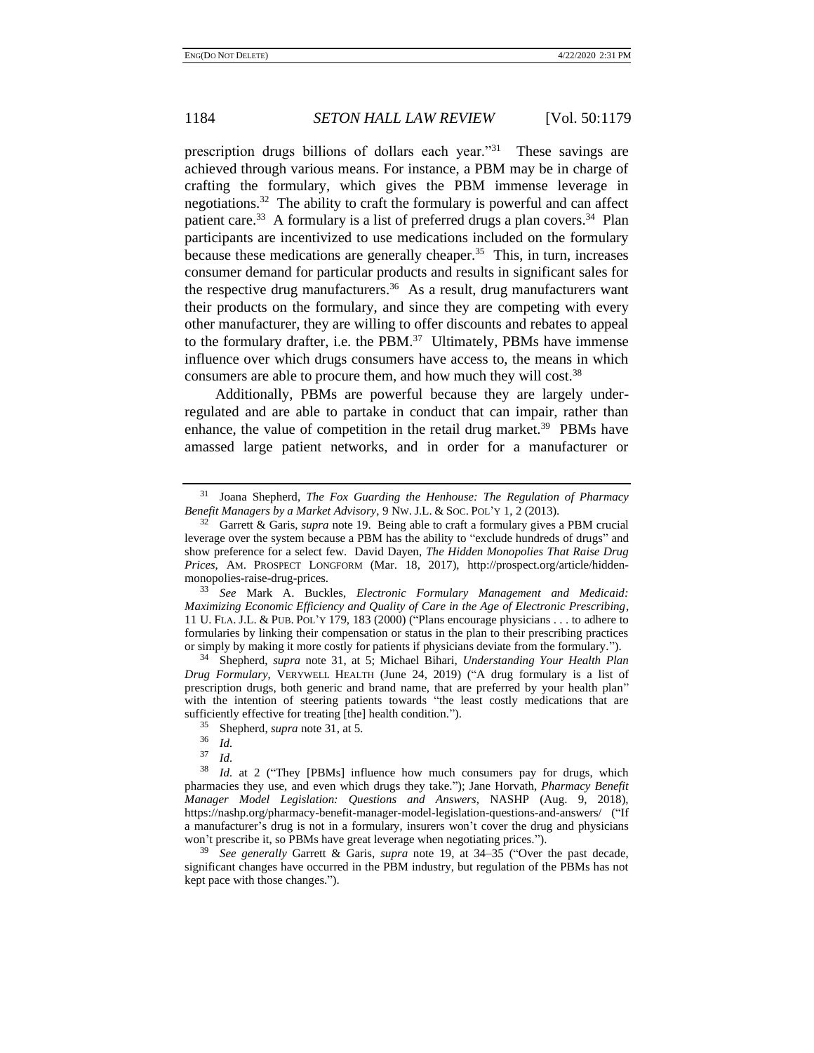prescription drugs billions of dollars each year."[31] These savings are achieved through various means. For instance, a PBM may be in charge of crafting the formulary, which gives the PBM immense leverage in negotiations.[32] The ability to craft the formulary is powerful and can affect patient care.[33] A formulary is a list of preferred drugs a plan covers.[34] Plan participants are incentivized to use medications included on the formulary because these medications are generally cheaper.[35] This, in turn, increases consumer demand for particular products and results in significant sales for the respective drug manufacturers.[36] As a result, drug manufacturers want their products on the formulary, and since they are competing with every other manufacturer, they are willing to offer discounts and rebates to appeal to the formulary drafter, i.e. the PBM.[37] Ultimately, PBMs have immense influence over which drugs consumers have access to, the means in which consumers are able to procure them, and how much they will cost.[38]

Additionally, PBMs are powerful because they are largely under-regulated and are able to partake in conduct that can impair, rather than enhance, the value of competition in the retail drug market.[39] PBMs have amassed large patient networks, and in order for a manufacturer or

---

[31] Joana Shepherd, *The Fox Guarding the Henhouse: The Regulation of Pharmacy Benefit Managers by a Market Advisory*, 9 NW. J.L. & SOC. POL'Y 1, 2 (2013).

[32] Garrett & Garis, *supra* note 19. Being able to craft a formulary gives a PBM crucial leverage over the system because a PBM has the ability to "exclude hundreds of drugs" and show preference for a select few. David Dayen, *The Hidden Monopolies That Raise Drug Prices*, AM. PROSPECT LONGFORM (Mar. 18, 2017), http://prospect.org/article/hidden-monopolies-raise-drug-prices.

[33] *See* Mark A. Buckles, *Electronic Formulary Management and Medicaid: Maximizing Economic Efficiency and Quality of Care in the Age of Electronic Prescribing*, 11 U. FLA. J.L. & PUB. POL'Y 179, 183 (2000) ("Plans encourage physicians . . . to adhere to formularies by linking their compensation or status in the plan to their prescribing practices or simply by making it more costly for patients if physicians deviate from the formulary.").

[34] Shepherd, *supra* note 31, at 5; Michael Bihari, *Understanding Your Health Plan Drug Formulary*, VERYWELL HEALTH (June 24, 2019) ("A drug formulary is a list of prescription drugs, both generic and brand name, that are preferred by your health plan" with the intention of steering patients towards "the least costly medications that are sufficiently effective for treating [the] health condition.").

[35] Shepherd, *supra* note 31, at 5.

[36] *Id.*

[37] *Id.*

[38] *Id.* at 2 ("They [PBMs] influence how much consumers pay for drugs, which pharmacies they use, and even which drugs they take."); Jane Horvath, *Pharmacy Benefit Manager Model Legislation: Questions and Answers*, NASHP (Aug. 9, 2018), https://nashp.org/pharmacy-benefit-manager-model-legislation-questions-and-answers/ ("If a manufacturer's drug is not in a formulary, insurers won't cover the drug and physicians won't prescribe it, so PBMs have great leverage when negotiating prices.").

[39] *See generally* Garrett & Garis, *supra* note 19, at 34–35 ("Over the past decade, significant changes have occurred in the PBM industry, but regulation of the PBMs has not kept pace with those changes.").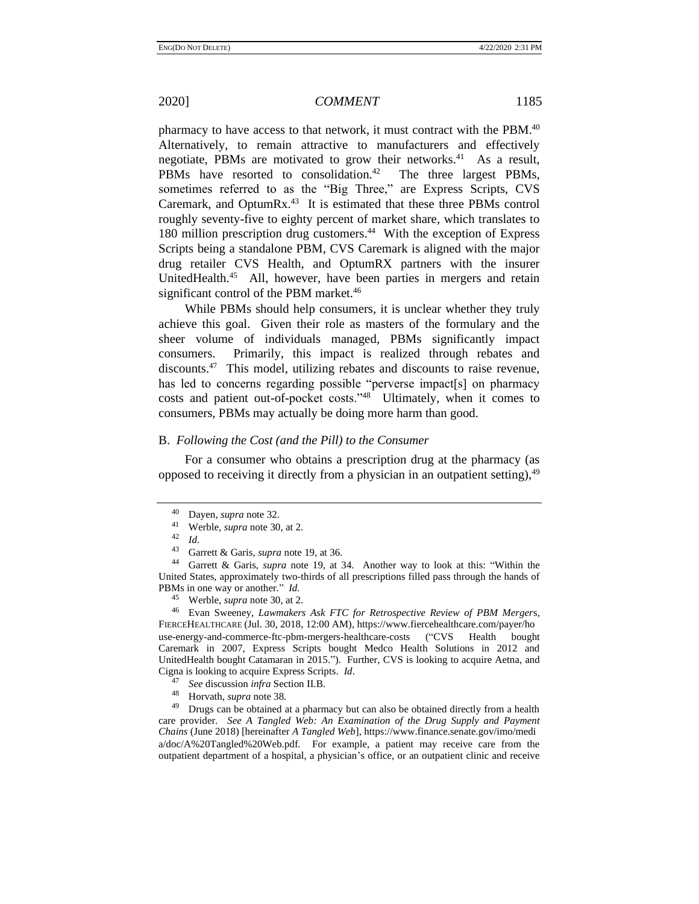pharmacy to have access to that network, it must contract with the PBM.[40] Alternatively, to remain attractive to manufacturers and effectively negotiate, PBMs are motivated to grow their networks.[41] As a result, PBMs have resorted to consolidation.[42] The three largest PBMs, sometimes referred to as the "Big Three," are Express Scripts, CVS Caremark, and OptumRx.[43] It is estimated that these three PBMs control roughly seventy-five to eighty percent of market share, which translates to 180 million prescription drug customers.[44] With the exception of Express Scripts being a standalone PBM, CVS Caremark is aligned with the major drug retailer CVS Health, and OptumRX partners with the insurer UnitedHealth.[45] All, however, have been parties in mergers and retain significant control of the PBM market.[46]

While PBMs should help consumers, it is unclear whether they truly achieve this goal. Given their role as masters of the formulary and the sheer volume of individuals managed, PBMs significantly impact consumers. Primarily, this impact is realized through rebates and discounts.[47] This model, utilizing rebates and discounts to raise revenue, has led to concerns regarding possible "perverse impact[s] on pharmacy costs and patient out-of-pocket costs."[48] Ultimately, when it comes to consumers, PBMs may actually be doing more harm than good.

### B. *Following the Cost (and the Pill) to the Consumer*

For a consumer who obtains a prescription drug at the pharmacy (as opposed to receiving it directly from a physician in an outpatient setting),[49]

---

[40] Dayen, *supra* note 32.

[41] Werble, *supra* note 30, at 2.

[42] *Id.*

[43] Garrett & Garis, *supra* note 19, at 36.

[44] Garrett & Garis, *supra* note 19, at 34. Another way to look at this: "Within the United States, approximately two-thirds of all prescriptions filled pass through the hands of PBMs in one way or another." *Id.*

[45] Werble, *supra* note 30, at 2.

[46] Evan Sweeney, *Lawmakers Ask FTC for Retrospective Review of PBM Mergers*, FIERCEHEALTHCARE (Jul. 30, 2018, 12:00 AM), https://www.fiercehealthcare.com/payer/house-energy-and-commerce-ftc-pbm-mergers-healthcare-costs ("CVS Health bought Caremark in 2007, Express Scripts bought Medco Health Solutions in 2012 and UnitedHealth bought Catamaran in 2015."). Further, CVS is looking to acquire Aetna, and Cigna is looking to acquire Express Scripts. *Id*.

[47] *See* discussion *infra* Section II.B.

[48] Horvath, *supra* note 38.

[49] Drugs can be obtained at a pharmacy but can also be obtained directly from a health care provider. *See A Tangled Web: An Examination of the Drug Supply and Payment Chains* (June 2018) [hereinafter *A Tangled Web*], https://www.finance.senate.gov/imo/media/doc/A%20Tangled%20Web.pdf. For example, a patient may receive care from the outpatient department of a hospital, a physician's office, or an outpatient clinic and receive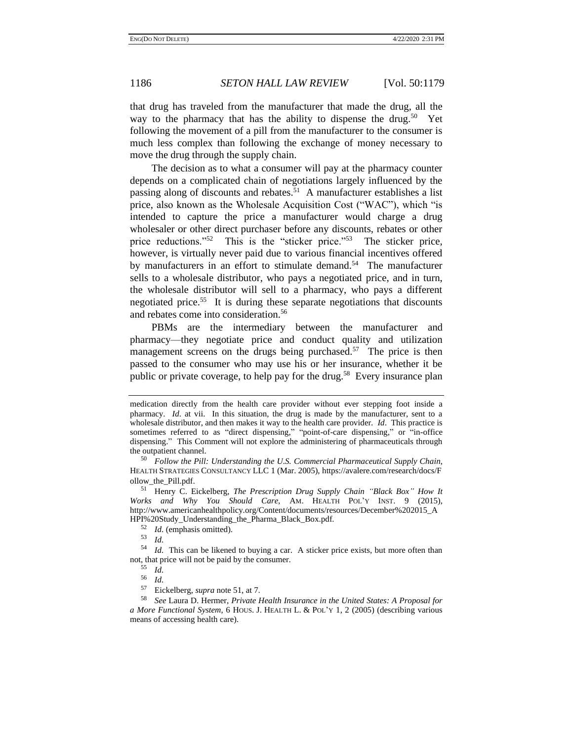that drug has traveled from the manufacturer that made the drug, all the way to the pharmacy that has the ability to dispense the drug.[50] Yet following the movement of a pill from the manufacturer to the consumer is much less complex than following the exchange of money necessary to move the drug through the supply chain.

The decision as to what a consumer will pay at the pharmacy counter depends on a complicated chain of negotiations largely influenced by the passing along of discounts and rebates.[51] A manufacturer establishes a list price, also known as the Wholesale Acquisition Cost ("WAC"), which "is intended to capture the price a manufacturer would charge a drug wholesaler or other direct purchaser before any discounts, rebates or other price reductions."[52] This is the "sticker price."[53] The sticker price, however, is virtually never paid due to various financial incentives offered by manufacturers in an effort to stimulate demand.[54] The manufacturer sells to a wholesale distributor, who pays a negotiated price, and in turn, the wholesale distributor will sell to a pharmacy, who pays a different negotiated price.[55] It is during these separate negotiations that discounts and rebates come into consideration.[56]

PBMs are the intermediary between the manufacturer and pharmacy—they negotiate price and conduct quality and utilization management screens on the drugs being purchased.[57] The price is then passed to the consumer who may use his or her insurance, whether it be public or private coverage, to help pay for the drug.[58] Every insurance plan

---

medication directly from the health care provider without ever stepping foot inside a pharmacy. *Id.* at vii. In this situation, the drug is made by the manufacturer, sent to a wholesale distributor, and then makes it way to the health care provider. *Id*. This practice is sometimes referred to as "direct dispensing," "point-of-care dispensing," or "in-office dispensing." This Comment will not explore the administering of pharmaceuticals through the outpatient channel.

[50] *Follow the Pill: Understanding the U.S. Commercial Pharmaceutical Supply Chain*, HEALTH STRATEGIES CONSULTANCY LLC 1 (Mar. 2005), https://avalere.com/research/docs/Follow_the_Pill.pdf.

[51] Henry C. Eickelberg, *The Prescription Drug Supply Chain "Black Box" How It Works and Why You Should Care*, AM. HEALTH POL'Y INST. 9 (2015), http://www.americanhealthpolicy.org/Content/documents/resources/December%202015_AHPI%20Study_Understanding_the_Pharma_Black_Box.pdf.

[52] *Id.* (emphasis omitted).

[53] *Id.*

[54] *Id.* This can be likened to buying a car. A sticker price exists, but more often than not, that price will not be paid by the consumer.

[55] *Id.*

[56] *Id.*

[57] Eickelberg, *supra* note 51, at 7.

[58] *See* Laura D. Hermer, *Private Health Insurance in the United States: A Proposal for a More Functional System*, 6 HOUS. J. HEALTH L. & POL'Y 1, 2 (2005) (describing various means of accessing health care).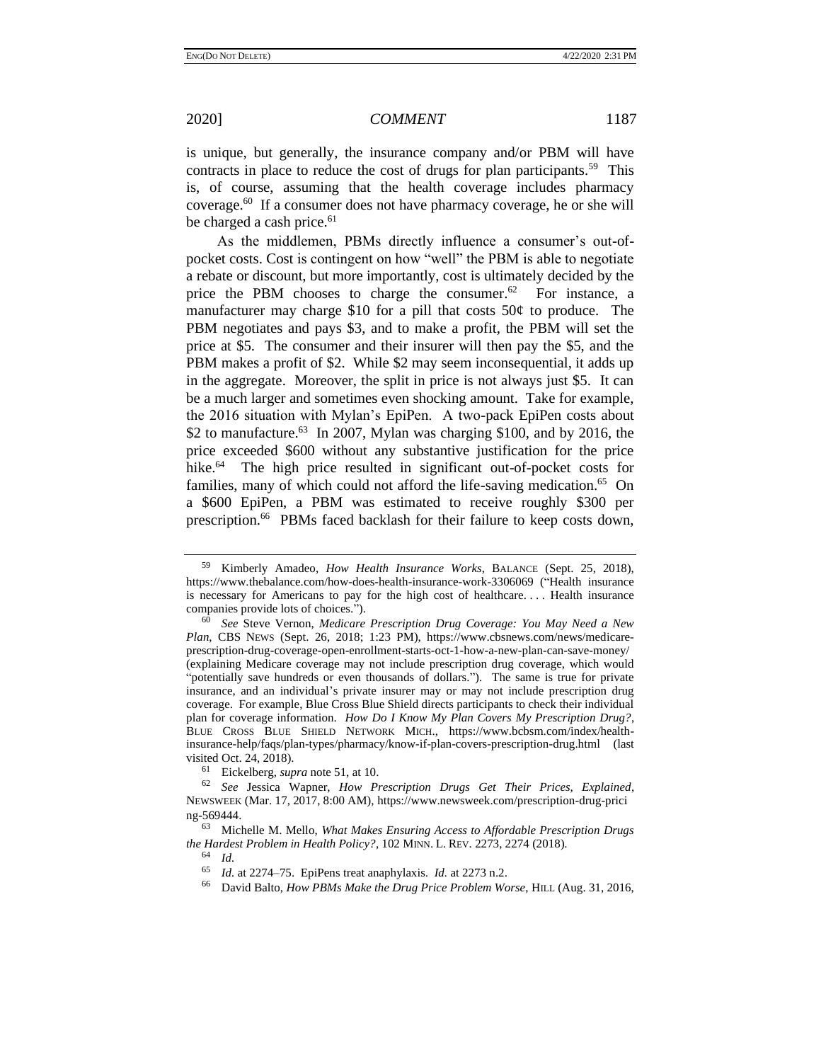is unique, but generally, the insurance company and/or PBM will have contracts in place to reduce the cost of drugs for plan participants.[59] This is, of course, assuming that the health coverage includes pharmacy coverage.[60] If a consumer does not have pharmacy coverage, he or she will be charged a cash price.[61]

As the middlemen, PBMs directly influence a consumer's out-of-pocket costs. Cost is contingent on how "well" the PBM is able to negotiate a rebate or discount, but more importantly, cost is ultimately decided by the price the PBM chooses to charge the consumer.[62] For instance, a manufacturer may charge $10 for a pill that costs 50¢ to produce. The PBM negotiates and pays $3, and to make a profit, the PBM will set the price at $5. The consumer and their insurer will then pay the $5, and the PBM makes a profit of $2. While $2 may seem inconsequential, it adds up in the aggregate. Moreover, the split in price is not always just $5. It can be a much larger and sometimes even shocking amount. Take for example, the 2016 situation with Mylan's EpiPen. A two-pack EpiPen costs about $2 to manufacture.[63] In 2007, Mylan was charging $100, and by 2016, the price exceeded $600 without any substantive justification for the price hike.[64] The high price resulted in significant out-of-pocket costs for families, many of which could not afford the life-saving medication.[65] On a $600 EpiPen, a PBM was estimated to receive roughly $300 per prescription.[66] PBMs faced backlash for their failure to keep costs down,

---

[59] Kimberly Amadeo, *How Health Insurance Works*, BALANCE (Sept. 25, 2018), https://www.thebalance.com/how-does-health-insurance-work-3306069 ("Health insurance is necessary for Americans to pay for the high cost of healthcare. . . . Health insurance companies provide lots of choices.").

[60] *See* Steve Vernon, *Medicare Prescription Drug Coverage: You May Need a New Plan*, CBS NEWS (Sept. 26, 2018; 1:23 PM), https://www.cbsnews.com/news/medicare-prescription-drug-coverage-open-enrollment-starts-oct-1-how-a-new-plan-can-save-money/ (explaining Medicare coverage may not include prescription drug coverage, which would "potentially save hundreds or even thousands of dollars."). The same is true for private insurance, and an individual's private insurer may or may not include prescription drug coverage. For example, Blue Cross Blue Shield directs participants to check their individual plan for coverage information. *How Do I Know My Plan Covers My Prescription Drug?*, BLUE CROSS BLUE SHIELD NETWORK MICH., https://www.bcbsm.com/index/health-insurance-help/faqs/plan-types/pharmacy/know-if-plan-covers-prescription-drug.html (last visited Oct. 24, 2018).

[61] Eickelberg, *supra* note 51, at 10.

[62] *See* Jessica Wapner, *How Prescription Drugs Get Their Prices, Explained*, NEWSWEEK (Mar. 17, 2017, 8:00 AM), https://www.newsweek.com/prescription-drug-pricing-569444.

[63] Michelle M. Mello, *What Makes Ensuring Access to Affordable Prescription Drugs the Hardest Problem in Health Policy?*, 102 MINN. L. REV. 2273, 2274 (2018).

[64] *Id.*

[65] *Id.* at 2274–75. EpiPens treat anaphylaxis. *Id.* at 2273 n.2.

[66] David Balto, *How PBMs Make the Drug Price Problem Worse*, HILL (Aug. 31, 2016,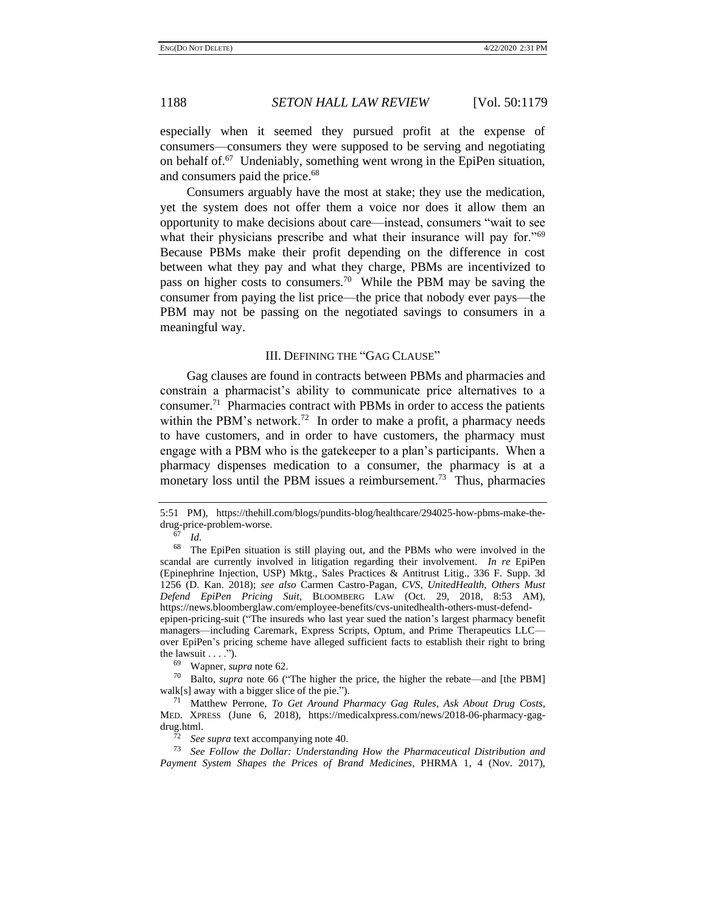especially when it seemed they pursued profit at the expense of consumers—consumers they were supposed to be serving and negotiating on behalf of.[67] Undeniably, something went wrong in the EpiPen situation, and consumers paid the price.[68]

Consumers arguably have the most at stake; they use the medication, yet the system does not offer them a voice nor does it allow them an opportunity to make decisions about care—instead, consumers "wait to see what their physicians prescribe and what their insurance will pay for."[69] Because PBMs make their profit depending on the difference in cost between what they pay and what they charge, PBMs are incentivized to pass on higher costs to consumers.[70] While the PBM may be saving the consumer from paying the list price—the price that nobody ever pays—the PBM may not be passing on the negotiated savings to consumers in a meaningful way.

## III. DEFINING THE "GAG CLAUSE"

Gag clauses are found in contracts between PBMs and pharmacies and constrain a pharmacist's ability to communicate price alternatives to a consumer.[71] Pharmacies contract with PBMs in order to access the patients within the PBM's network.[72] In order to make a profit, a pharmacy needs to have customers, and in order to have customers, the pharmacy must engage with a PBM who is the gatekeeper to a plan's participants. When a pharmacy dispenses medication to a consumer, the pharmacy is at a monetary loss until the PBM issues a reimbursement.[73] Thus, pharmacies

---

5:51 PM), https://thehill.com/blogs/pundits-blog/healthcare/294025-how-pbms-make-the-drug-price-problem-worse.

[67] *Id.*

[68] The EpiPen situation is still playing out, and the PBMs who were involved in the scandal are currently involved in litigation regarding their involvement. *In re* EpiPen (Epinephrine Injection, USP) Mktg., Sales Practices & Antitrust Litig., 336 F. Supp. 3d 1256 (D. Kan. 2018); *see also* Carmen Castro-Pagan, *CVS, UnitedHealth, Others Must Defend EpiPen Pricing Suit*, BLOOMBERG LAW (Oct. 29, 2018, 8:53 AM), https://news.bloomberglaw.com/employee-benefits/cvs-unitedhealth-others-must-defend-epipen-pricing-suit ("The insureds who last year sued the nation's largest pharmacy benefit managers—including Caremark, Express Scripts, Optum, and Prime Therapeutics LLC—over EpiPen's pricing scheme have alleged sufficient facts to establish their right to bring the lawsuit . . . .").

[69] Wapner, *supra* note 62.

[70] Balto, *supra* note 66 ("The higher the price, the higher the rebate—and [the PBM] walk[s] away with a bigger slice of the pie.").

[71] Matthew Perrone, *To Get Around Pharmacy Gag Rules, Ask About Drug Costs*, MED. XPRESS (June 6, 2018), https://medicalxpress.com/news/2018-06-pharmacy-gag-drug.html.

[72] *See supra* text accompanying note 40.

[73] *See Follow the Dollar: Understanding How the Pharmaceutical Distribution and Payment System Shapes the Prices of Brand Medicines*, PHRMA 1, 4 (Nov. 2017),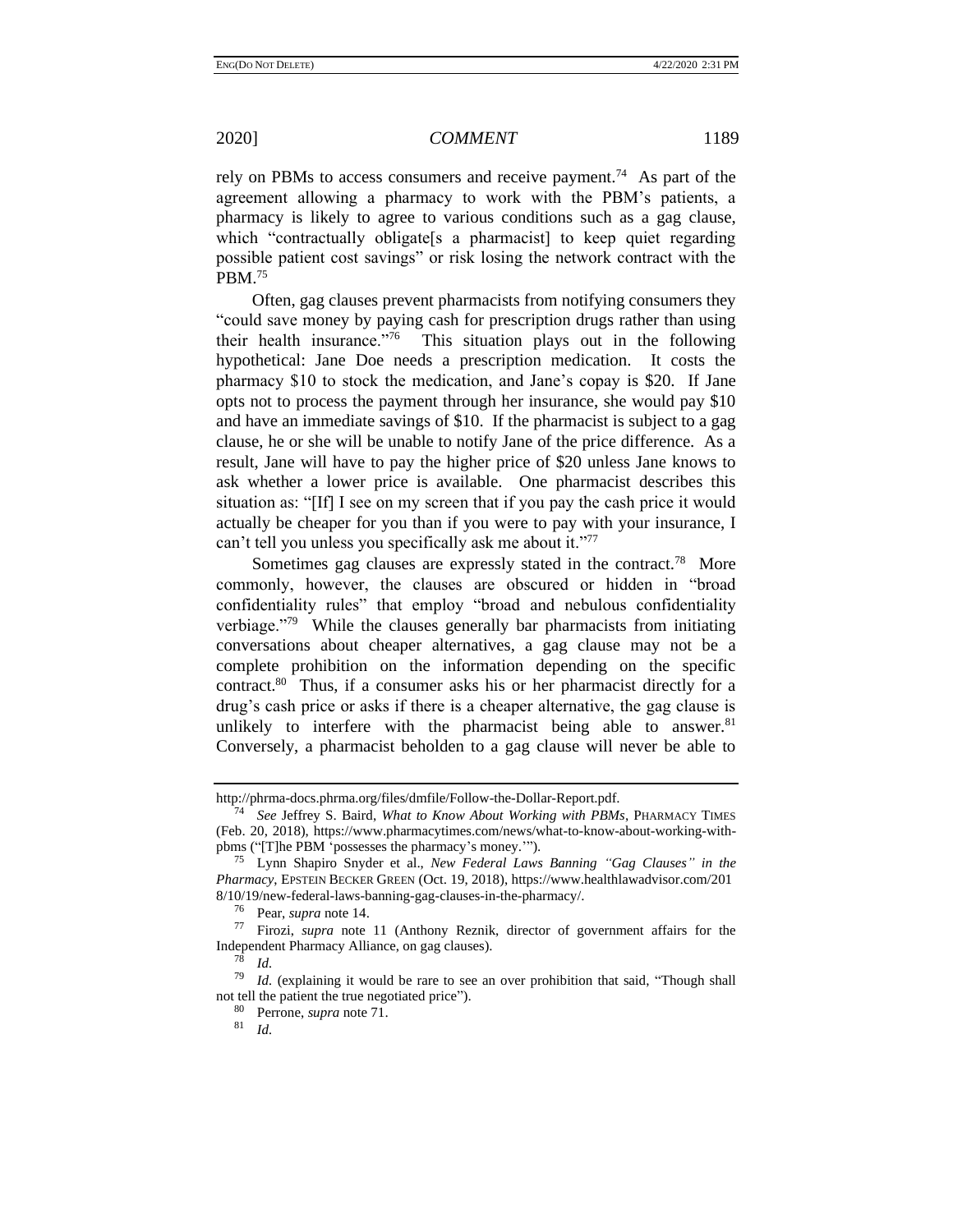rely on PBMs to access consumers and receive payment.[74] As part of the agreement allowing a pharmacy to work with the PBM's patients, a pharmacy is likely to agree to various conditions such as a gag clause, which "contractually obligate[s a pharmacist] to keep quiet regarding possible patient cost savings" or risk losing the network contract with the PBM.[75]

Often, gag clauses prevent pharmacists from notifying consumers they "could save money by paying cash for prescription drugs rather than using their health insurance."[76] This situation plays out in the following hypothetical: Jane Doe needs a prescription medication. It costs the pharmacy $10 to stock the medication, and Jane's copay is $20. If Jane opts not to process the payment through her insurance, she would pay $10 and have an immediate savings of $10. If the pharmacist is subject to a gag clause, he or she will be unable to notify Jane of the price difference. As a result, Jane will have to pay the higher price of $20 unless Jane knows to ask whether a lower price is available. One pharmacist describes this situation as: "[If] I see on my screen that if you pay the cash price it would actually be cheaper for you than if you were to pay with your insurance, I can't tell you unless you specifically ask me about it."[77]

Sometimes gag clauses are expressly stated in the contract.[78] More commonly, however, the clauses are obscured or hidden in "broad confidentiality rules" that employ "broad and nebulous confidentiality verbiage."[79] While the clauses generally bar pharmacists from initiating conversations about cheaper alternatives, a gag clause may not be a complete prohibition on the information depending on the specific contract.[80] Thus, if a consumer asks his or her pharmacist directly for a drug's cash price or asks if there is a cheaper alternative, the gag clause is unlikely to interfere with the pharmacist being able to answer.[81] Conversely, a pharmacist beholden to a gag clause will never be able to

---

http://phrma-docs.phrma.org/files/dmfile/Follow-the-Dollar-Report.pdf.

[74] *See* Jeffrey S. Baird, *What to Know About Working with PBMs*, PHARMACY TIMES (Feb. 20, 2018), https://www.pharmacytimes.com/news/what-to-know-about-working-with-pbms ("[T]he PBM 'possesses the pharmacy's money.'").

[75] Lynn Shapiro Snyder et al., *New Federal Laws Banning "Gag Clauses" in the Pharmacy*, EPSTEIN BECKER GREEN (Oct. 19, 2018), https://www.healthlawadvisor.com/2018/10/19/new-federal-laws-banning-gag-clauses-in-the-pharmacy/.

[76] Pear, *supra* note 14.

[77] Firozi, *supra* note 11 (Anthony Reznik, director of government affairs for the Independent Pharmacy Alliance, on gag clauses).

[78] *Id.*

[79] *Id.* (explaining it would be rare to see an over prohibition that said, "Though shall not tell the patient the true negotiated price").

[80] Perrone, *supra* note 71.

[81] *Id.*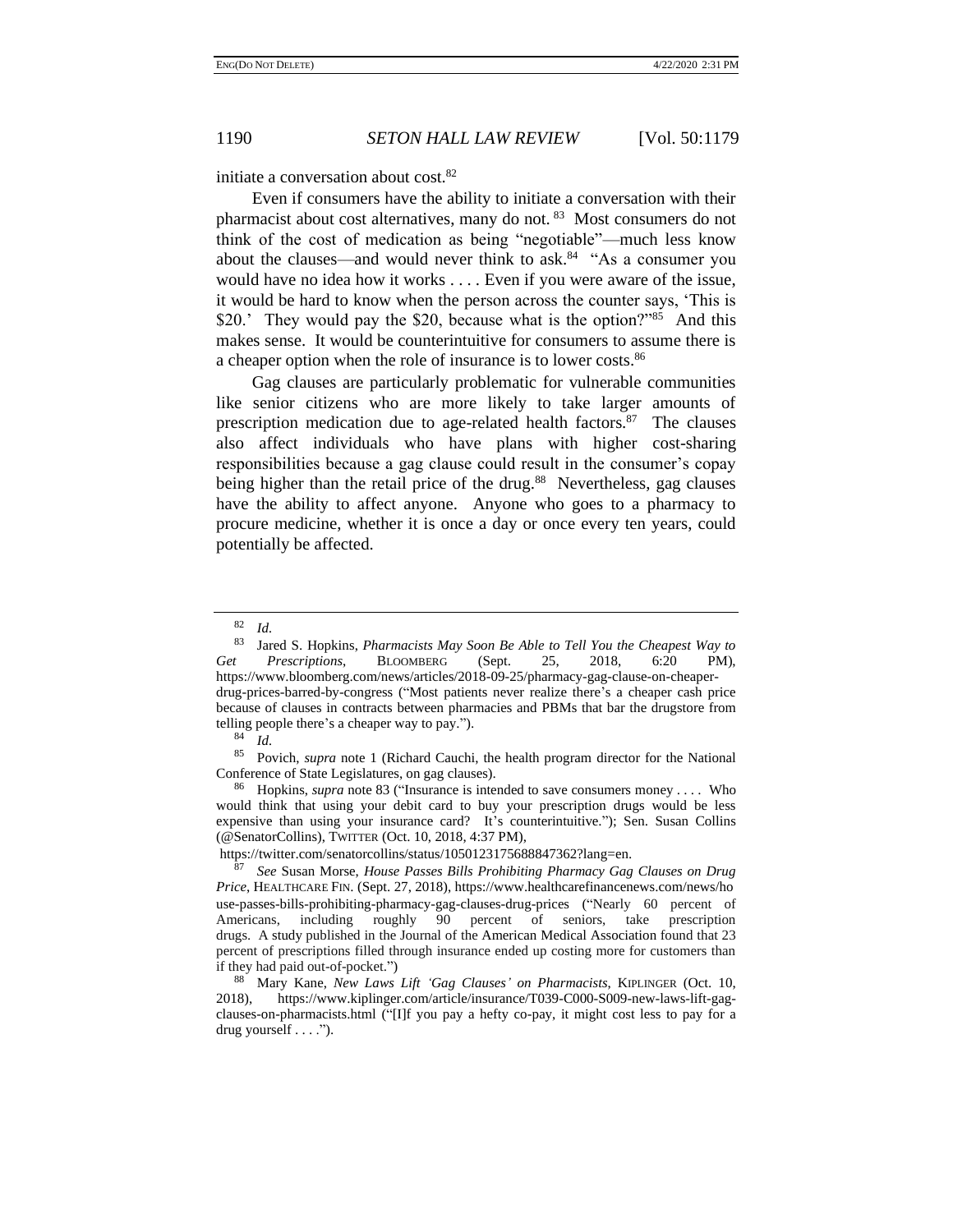initiate a conversation about cost.[82]

Even if consumers have the ability to initiate a conversation with their pharmacist about cost alternatives, many do not. [83] Most consumers do not think of the cost of medication as being "negotiable"—much less know about the clauses—and would never think to ask.[84] "As a consumer you would have no idea how it works . . . . Even if you were aware of the issue, it would be hard to know when the person across the counter says, 'This is $20.' They would pay the $20, because what is the option?"[85] And this makes sense. It would be counterintuitive for consumers to assume there is a cheaper option when the role of insurance is to lower costs.[86]

Gag clauses are particularly problematic for vulnerable communities like senior citizens who are more likely to take larger amounts of prescription medication due to age-related health factors.[87] The clauses also affect individuals who have plans with higher cost-sharing responsibilities because a gag clause could result in the consumer's copay being higher than the retail price of the drug.[88] Nevertheless, gag clauses have the ability to affect anyone. Anyone who goes to a pharmacy to procure medicine, whether it is once a day or once every ten years, could potentially be affected.

---

[82] *Id.*

[83] Jared S. Hopkins, *Pharmacists May Soon Be Able to Tell You the Cheapest Way to Get Prescriptions*, BLOOMBERG (Sept. 25, 2018, 6:20 PM), https://www.bloomberg.com/news/articles/2018-09-25/pharmacy-gag-clause-on-cheaper-drug-prices-barred-by-congress ("Most patients never realize there's a cheaper cash price because of clauses in contracts between pharmacies and PBMs that bar the drugstore from telling people there's a cheaper way to pay.").

[84] *Id.*

[85] Povich, *supra* note 1 (Richard Cauchi, the health program director for the National Conference of State Legislatures, on gag clauses).

[86] Hopkins, *supra* note 83 ("Insurance is intended to save consumers money . . . . Who would think that using your debit card to buy your prescription drugs would be less expensive than using your insurance card? It's counterintuitive."); Sen. Susan Collins (@SenatorCollins), TWITTER (Oct. 10, 2018, 4:37 PM), https://twitter.com/senatorcollins/status/1050123175688847362?lang=en.

[87] *See* Susan Morse, *House Passes Bills Prohibiting Pharmacy Gag Clauses on Drug Price*, HEALTHCARE FIN. (Sept. 27, 2018), https://www.healthcarefinancenews.com/news/house-passes-bills-prohibiting-pharmacy-gag-clauses-drug-prices ("Nearly 60 percent of Americans, including roughly 90 percent of seniors, take prescription drugs. A study published in the Journal of the American Medical Association found that 23 percent of prescriptions filled through insurance ended up costing more for customers than if they had paid out-of-pocket.")

[88] Mary Kane, *New Laws Lift 'Gag Clauses' on Pharmacists*, KIPLINGER (Oct. 10, 2018), https://www.kiplinger.com/article/insurance/T039-C000-S009-new-laws-lift-gag-clauses-on-pharmacists.html ("[I]f you pay a hefty co-pay, it might cost less to pay for a drug yourself . . . .").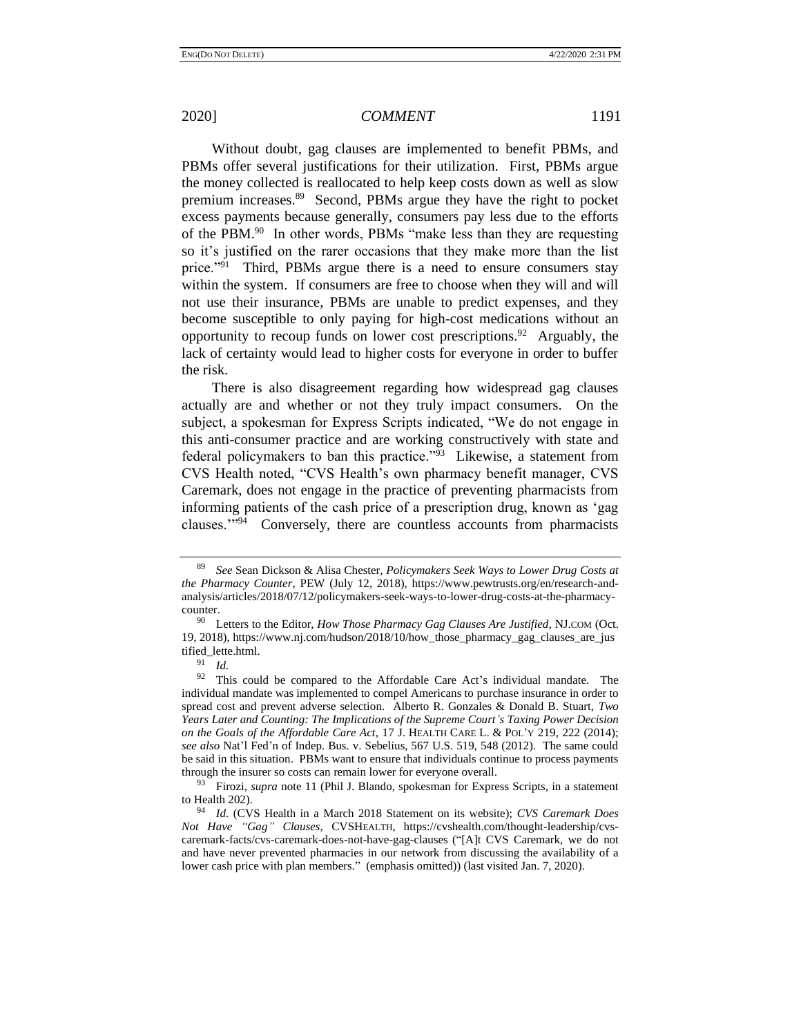Without doubt, gag clauses are implemented to benefit PBMs, and PBMs offer several justifications for their utilization. First, PBMs argue the money collected is reallocated to help keep costs down as well as slow premium increases.[89] Second, PBMs argue they have the right to pocket excess payments because generally, consumers pay less due to the efforts of the PBM.[90] In other words, PBMs "make less than they are requesting so it's justified on the rarer occasions that they make more than the list price."[91] Third, PBMs argue there is a need to ensure consumers stay within the system. If consumers are free to choose when they will and will not use their insurance, PBMs are unable to predict expenses, and they become susceptible to only paying for high-cost medications without an opportunity to recoup funds on lower cost prescriptions.[92] Arguably, the lack of certainty would lead to higher costs for everyone in order to buffer the risk.

There is also disagreement regarding how widespread gag clauses actually are and whether or not they truly impact consumers. On the subject, a spokesman for Express Scripts indicated, "We do not engage in this anti-consumer practice and are working constructively with state and federal policymakers to ban this practice."[93] Likewise, a statement from CVS Health noted, "CVS Health's own pharmacy benefit manager, CVS Caremark, does not engage in the practice of preventing pharmacists from informing patients of the cash price of a prescription drug, known as 'gag clauses.'"[94] Conversely, there are countless accounts from pharmacists

---

[89] *See* Sean Dickson & Alisa Chester, *Policymakers Seek Ways to Lower Drug Costs at the Pharmacy Counter*, PEW (July 12, 2018), https://www.pewtrusts.org/en/research-and-analysis/articles/2018/07/12/policymakers-seek-ways-to-lower-drug-costs-at-the-pharmacy-counter.

[90] Letters to the Editor, *How Those Pharmacy Gag Clauses Are Justified*, NJ.COM (Oct. 19, 2018), https://www.nj.com/hudson/2018/10/how_those_pharmacy_gag_clauses_are_justified_lette.html.

[91] *Id.*

[92] This could be compared to the Affordable Care Act's individual mandate. The individual mandate was implemented to compel Americans to purchase insurance in order to spread cost and prevent adverse selection. Alberto R. Gonzales & Donald B. Stuart, *Two Years Later and Counting: The Implications of the Supreme Court's Taxing Power Decision on the Goals of the Affordable Care Act*, 17 J. HEALTH CARE L. & POL'Y 219, 222 (2014); *see also* Nat'l Fed'n of Indep. Bus. v. Sebelius, 567 U.S. 519, 548 (2012). The same could be said in this situation. PBMs want to ensure that individuals continue to process payments through the insurer so costs can remain lower for everyone overall.

[93] Firozi, *supra* note 11 (Phil J. Blando, spokesman for Express Scripts, in a statement to Health 202).

[94] *Id.* (CVS Health in a March 2018 Statement on its website); *CVS Caremark Does Not Have "Gag" Clauses*, CVSHEALTH, https://cvshealth.com/thought-leadership/cvs-caremark-facts/cvs-caremark-does-not-have-gag-clauses ("[A]t CVS Caremark, we do not and have never prevented pharmacies in our network from discussing the availability of a lower cash price with plan members." (emphasis omitted)) (last visited Jan. 7, 2020).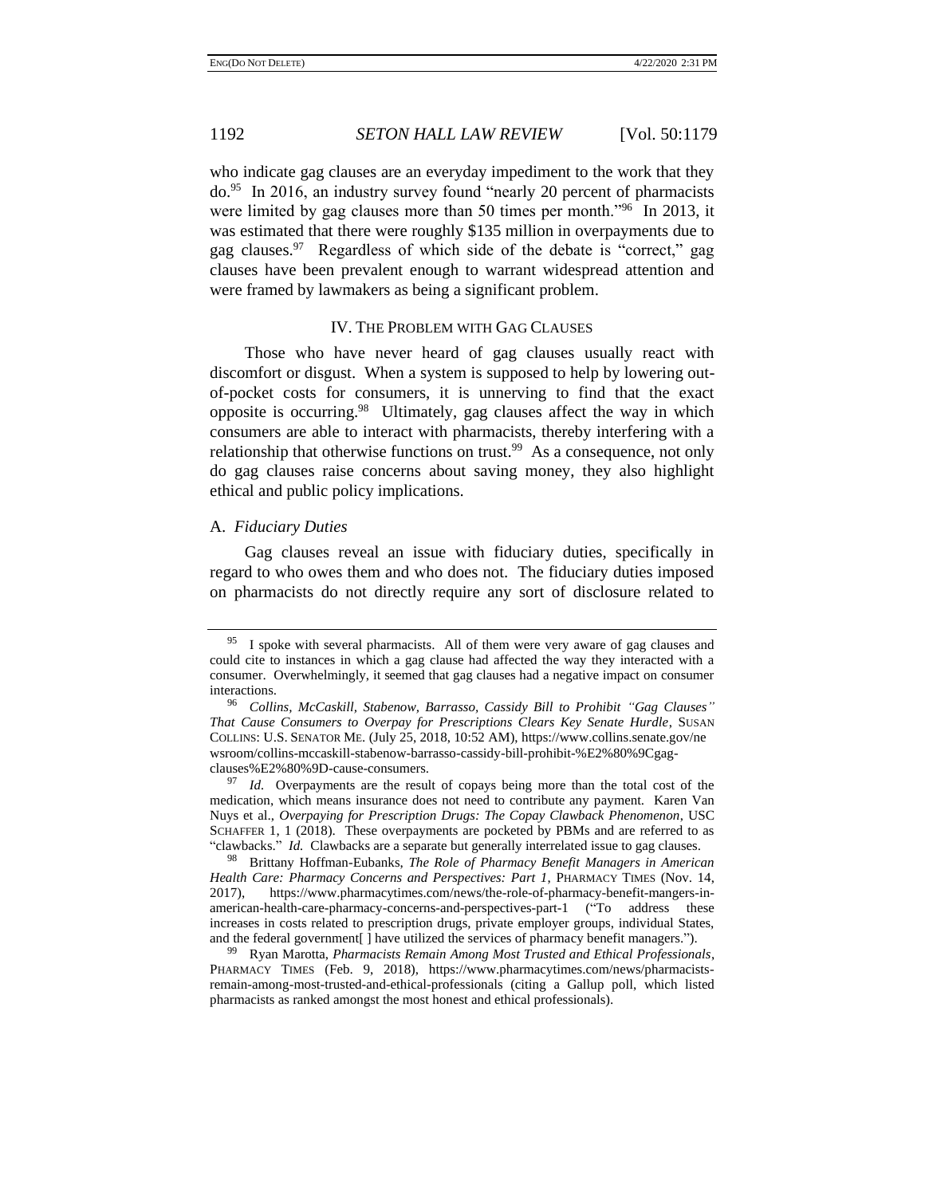who indicate gag clauses are an everyday impediment to the work that they do.[95] In 2016, an industry survey found "nearly 20 percent of pharmacists were limited by gag clauses more than 50 times per month."[96] In 2013, it was estimated that there were roughly $135 million in overpayments due to gag clauses.[97] Regardless of which side of the debate is "correct," gag clauses have been prevalent enough to warrant widespread attention and were framed by lawmakers as being a significant problem.

## IV. THE PROBLEM WITH GAG CLAUSES

Those who have never heard of gag clauses usually react with discomfort or disgust. When a system is supposed to help by lowering out-of-pocket costs for consumers, it is unnerving to find that the exact opposite is occurring.[98] Ultimately, gag clauses affect the way in which consumers are able to interact with pharmacists, thereby interfering with a relationship that otherwise functions on trust.[99] As a consequence, not only do gag clauses raise concerns about saving money, they also highlight ethical and public policy implications.

### A. *Fiduciary Duties*

Gag clauses reveal an issue with fiduciary duties, specifically in regard to who owes them and who does not. The fiduciary duties imposed on pharmacists do not directly require any sort of disclosure related to

---

[95] I spoke with several pharmacists. All of them were very aware of gag clauses and could cite to instances in which a gag clause had affected the way they interacted with a consumer. Overwhelmingly, it seemed that gag clauses had a negative impact on consumer interactions.

[96] *Collins, McCaskill, Stabenow, Barrasso, Cassidy Bill to Prohibit "Gag Clauses" That Cause Consumers to Overpay for Prescriptions Clears Key Senate Hurdle*, SUSAN COLLINS: U.S. SENATOR ME. (July 25, 2018, 10:52 AM), https://www.collins.senate.gov/newsroom/collins-mccaskill-stabenow-barrasso-cassidy-bill-prohibit-%E2%80%9Cgag-clauses%E2%80%9D-cause-consumers.

[97] *Id.* Overpayments are the result of copays being more than the total cost of the medication, which means insurance does not need to contribute any payment. Karen Van Nuys et al., *Overpaying for Prescription Drugs: The Copay Clawback Phenomenon*, USC SCHAFFER 1, 1 (2018). These overpayments are pocketed by PBMs and are referred to as "clawbacks." *Id.* Clawbacks are a separate but generally interrelated issue to gag clauses.

[98] Brittany Hoffman-Eubanks, *The Role of Pharmacy Benefit Managers in American Health Care: Pharmacy Concerns and Perspectives: Part 1*, PHARMACY TIMES (Nov. 14, 2017), https://www.pharmacytimes.com/news/the-role-of-pharmacy-benefit-mangers-in-american-health-care-pharmacy-concerns-and-perspectives-part-1 ("To address these increases in costs related to prescription drugs, private employer groups, individual States, and the federal government[ ] have utilized the services of pharmacy benefit managers.").

[99] Ryan Marotta, *Pharmacists Remain Among Most Trusted and Ethical Professionals*, PHARMACY TIMES (Feb. 9, 2018), https://www.pharmacytimes.com/news/pharmacists-remain-among-most-trusted-and-ethical-professionals (citing a Gallup poll, which listed pharmacists as ranked amongst the most honest and ethical professionals).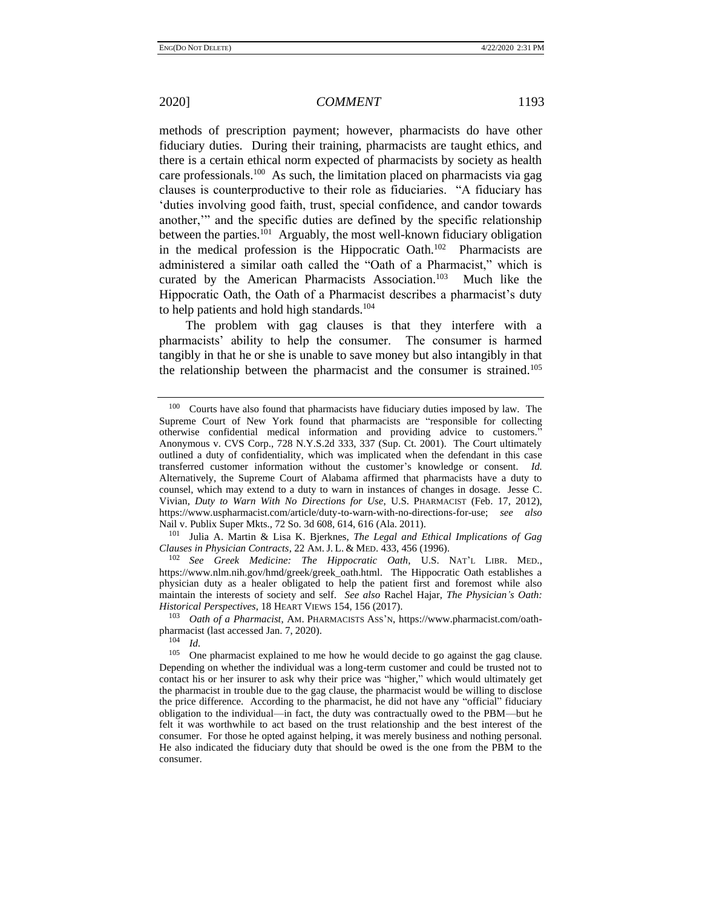methods of prescription payment; however, pharmacists do have other fiduciary duties. During their training, pharmacists are taught ethics, and there is a certain ethical norm expected of pharmacists by society as health care professionals.[100] As such, the limitation placed on pharmacists via gag clauses is counterproductive to their role as fiduciaries. "A fiduciary has 'duties involving good faith, trust, special confidence, and candor towards another,'" and the specific duties are defined by the specific relationship between the parties.[101] Arguably, the most well-known fiduciary obligation in the medical profession is the Hippocratic Oath.[102] Pharmacists are administered a similar oath called the "Oath of a Pharmacist," which is curated by the American Pharmacists Association.[103] Much like the Hippocratic Oath, the Oath of a Pharmacist describes a pharmacist's duty to help patients and hold high standards.[104]

The problem with gag clauses is that they interfere with a pharmacists' ability to help the consumer. The consumer is harmed tangibly in that he or she is unable to save money but also intangibly in that the relationship between the pharmacist and the consumer is strained.[105]

---

[100] Courts have also found that pharmacists have fiduciary duties imposed by law. The Supreme Court of New York found that pharmacists are "responsible for collecting otherwise confidential medical information and providing advice to customers." Anonymous v. CVS Corp., 728 N.Y.S.2d 333, 337 (Sup. Ct. 2001). The Court ultimately outlined a duty of confidentiality, which was implicated when the defendant in this case transferred customer information without the customer's knowledge or consent. *Id.* Alternatively, the Supreme Court of Alabama affirmed that pharmacists have a duty to counsel, which may extend to a duty to warn in instances of changes in dosage. Jesse C. Vivian, *Duty to Warn With No Directions for Use*, U.S. PHARMACIST (Feb. 17, 2012), https://www.uspharmacist.com/article/duty-to-warn-with-no-directions-for-use; *see also* Nail v. Publix Super Mkts., 72 So. 3d 608, 614, 616 (Ala. 2011).

[101] Julia A. Martin & Lisa K. Bjerknes, *The Legal and Ethical Implications of Gag Clauses in Physician Contracts*, 22 AM. J. L. & MED. 433, 456 (1996).

[102] *See Greek Medicine: The Hippocratic Oath*, U.S. NAT'L LIBR. MED., https://www.nlm.nih.gov/hmd/greek/greek_oath.html. The Hippocratic Oath establishes a physician duty as a healer obligated to help the patient first and foremost while also maintain the interests of society and self. *See also* Rachel Hajar, *The Physician's Oath: Historical Perspectives*, 18 HEART VIEWS 154, 156 (2017).

[103] *Oath of a Pharmacist*, AM. PHARMACISTS ASS'N, https://www.pharmacist.com/oath-pharmacist (last accessed Jan. 7, 2020).

[104] *Id.*

[105] One pharmacist explained to me how he would decide to go against the gag clause. Depending on whether the individual was a long-term customer and could be trusted not to contact his or her insurer to ask why their price was "higher," which would ultimately get the pharmacist in trouble due to the gag clause, the pharmacist would be willing to disclose the price difference. According to the pharmacist, he did not have any "official" fiduciary obligation to the individual—in fact, the duty was contractually owed to the PBM—but he felt it was worthwhile to act based on the trust relationship and the best interest of the consumer. For those he opted against helping, it was merely business and nothing personal. He also indicated the fiduciary duty that should be owed is the one from the PBM to the consumer.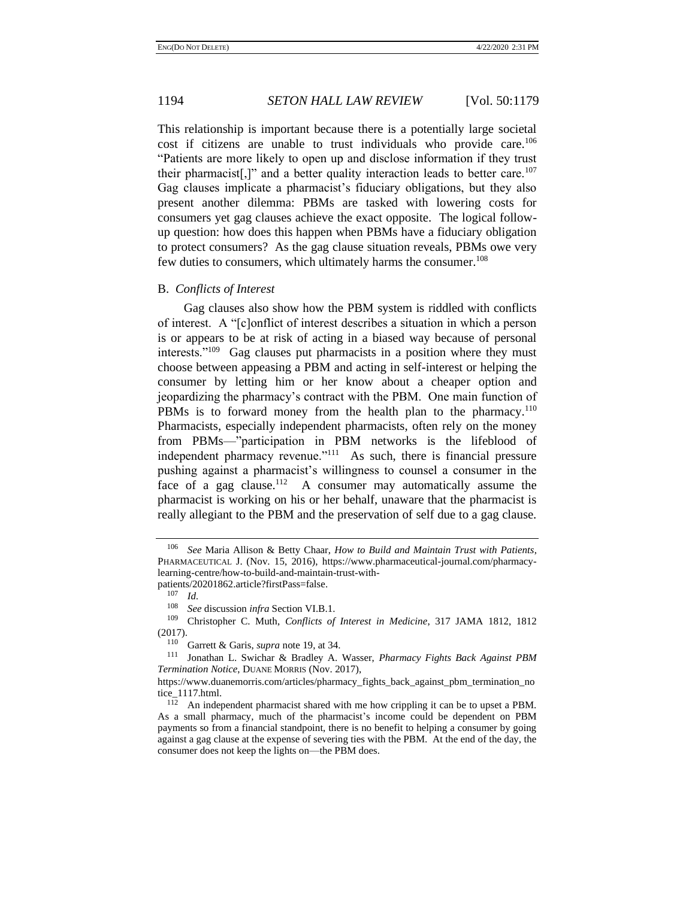This relationship is important because there is a potentially large societal cost if citizens are unable to trust individuals who provide care.[106] "Patients are more likely to open up and disclose information if they trust their pharmacist[,]" and a better quality interaction leads to better care.[107] Gag clauses implicate a pharmacist's fiduciary obligations, but they also present another dilemma: PBMs are tasked with lowering costs for consumers yet gag clauses achieve the exact opposite. The logical follow-up question: how does this happen when PBMs have a fiduciary obligation to protect consumers? As the gag clause situation reveals, PBMs owe very few duties to consumers, which ultimately harms the consumer.[108]

### B. *Conflicts of Interest*

Gag clauses also show how the PBM system is riddled with conflicts of interest. A "[c]onflict of interest describes a situation in which a person is or appears to be at risk of acting in a biased way because of personal interests."[109] Gag clauses put pharmacists in a position where they must choose between appeasing a PBM and acting in self-interest or helping the consumer by letting him or her know about a cheaper option and jeopardizing the pharmacy's contract with the PBM. One main function of PBMs is to forward money from the health plan to the pharmacy.[110] Pharmacists, especially independent pharmacists, often rely on the money from PBMs—"participation in PBM networks is the lifeblood of independent pharmacy revenue."[111] As such, there is financial pressure pushing against a pharmacist's willingness to counsel a consumer in the face of a gag clause.[112] A consumer may automatically assume the pharmacist is working on his or her behalf, unaware that the pharmacist is really allegiant to the PBM and the preservation of self due to a gag clause.

---

[106] *See* Maria Allison & Betty Chaar, *How to Build and Maintain Trust with Patients*, PHARMACEUTICAL J. (Nov. 15, 2016), https://www.pharmaceutical-journal.com/pharmacy-learning-centre/how-to-build-and-maintain-trust-with-patients/20201862.article?firstPass=false.

[107] *Id.*

[108] *See* discussion *infra* Section VI.B.1.

[109] Christopher C. Muth, *Conflicts of Interest in Medicine*, 317 JAMA 1812, 1812 (2017).

[110] Garrett & Garis, *supra* note 19, at 34.

[111] Jonathan L. Swichar & Bradley A. Wasser, *Pharmacy Fights Back Against PBM Termination Notice*, DUANE MORRIS (Nov. 2017), https://www.duanemorris.com/articles/pharmacy_fights_back_against_pbm_termination_notice_1117.html.

[112] An independent pharmacist shared with me how crippling it can be to upset a PBM. As a small pharmacy, much of the pharmacist's income could be dependent on PBM payments so from a financial standpoint, there is no benefit to helping a consumer by going against a gag clause at the expense of severing ties with the PBM. At the end of the day, the consumer does not keep the lights on—the PBM does.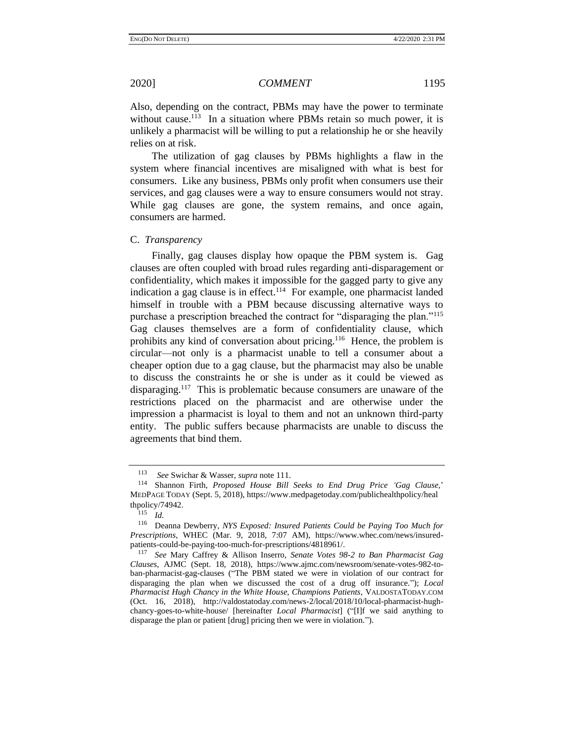Also, depending on the contract, PBMs may have the power to terminate without cause.[113] In a situation where PBMs retain so much power, it is unlikely a pharmacist will be willing to put a relationship he or she heavily relies on at risk.

The utilization of gag clauses by PBMs highlights a flaw in the system where financial incentives are misaligned with what is best for consumers. Like any business, PBMs only profit when consumers use their services, and gag clauses were a way to ensure consumers would not stray. While gag clauses are gone, the system remains, and once again, consumers are harmed.

### C. *Transparency*

Finally, gag clauses display how opaque the PBM system is. Gag clauses are often coupled with broad rules regarding anti-disparagement or confidentiality, which makes it impossible for the gagged party to give any indication a gag clause is in effect.[114] For example, one pharmacist landed himself in trouble with a PBM because discussing alternative ways to purchase a prescription breached the contract for "disparaging the plan."[115] Gag clauses themselves are a form of confidentiality clause, which prohibits any kind of conversation about pricing.[116] Hence, the problem is circular—not only is a pharmacist unable to tell a consumer about a cheaper option due to a gag clause, but the pharmacist may also be unable to discuss the constraints he or she is under as it could be viewed as disparaging.[117] This is problematic because consumers are unaware of the restrictions placed on the pharmacist and are otherwise under the impression a pharmacist is loyal to them and not an unknown third-party entity. The public suffers because pharmacists are unable to discuss the agreements that bind them.

---

[113] *See* Swichar & Wasser, *supra* note 111.

[114] Shannon Firth, *Proposed House Bill Seeks to End Drug Price 'Gag Clause,'* MEDPAGE TODAY (Sept. 5, 2018), https://www.medpagetoday.com/publichealthpolicy/healthpolicy/74942.

[115] *Id.*

[116] Deanna Dewberry, *NYS Exposed: Insured Patients Could be Paying Too Much for Prescriptions*, WHEC (Mar. 9, 2018, 7:07 AM), https://www.whec.com/news/insured-patients-could-be-paying-too-much-for-prescriptions/4818961/.

[117] *See* Mary Caffrey & Allison Inserro, *Senate Votes 98-2 to Ban Pharmacist Gag Clauses*, AJMC (Sept. 18, 2018), https://www.ajmc.com/newsroom/senate-votes-982-to-ban-pharmacist-gag-clauses ("The PBM stated we were in violation of our contract for disparaging the plan when we discussed the cost of a drug off insurance."); *Local Pharmacist Hugh Chancy in the White House, Champions Patients*, VALDOSTATODAY.COM (Oct. 16, 2018), http://valdostatoday.com/news-2/local/2018/10/local-pharmacist-hugh-chancy-goes-to-white-house/ [hereinafter *Local Pharmacist*] ("[I]f we said anything to disparage the plan or patient [drug] pricing then we were in violation.").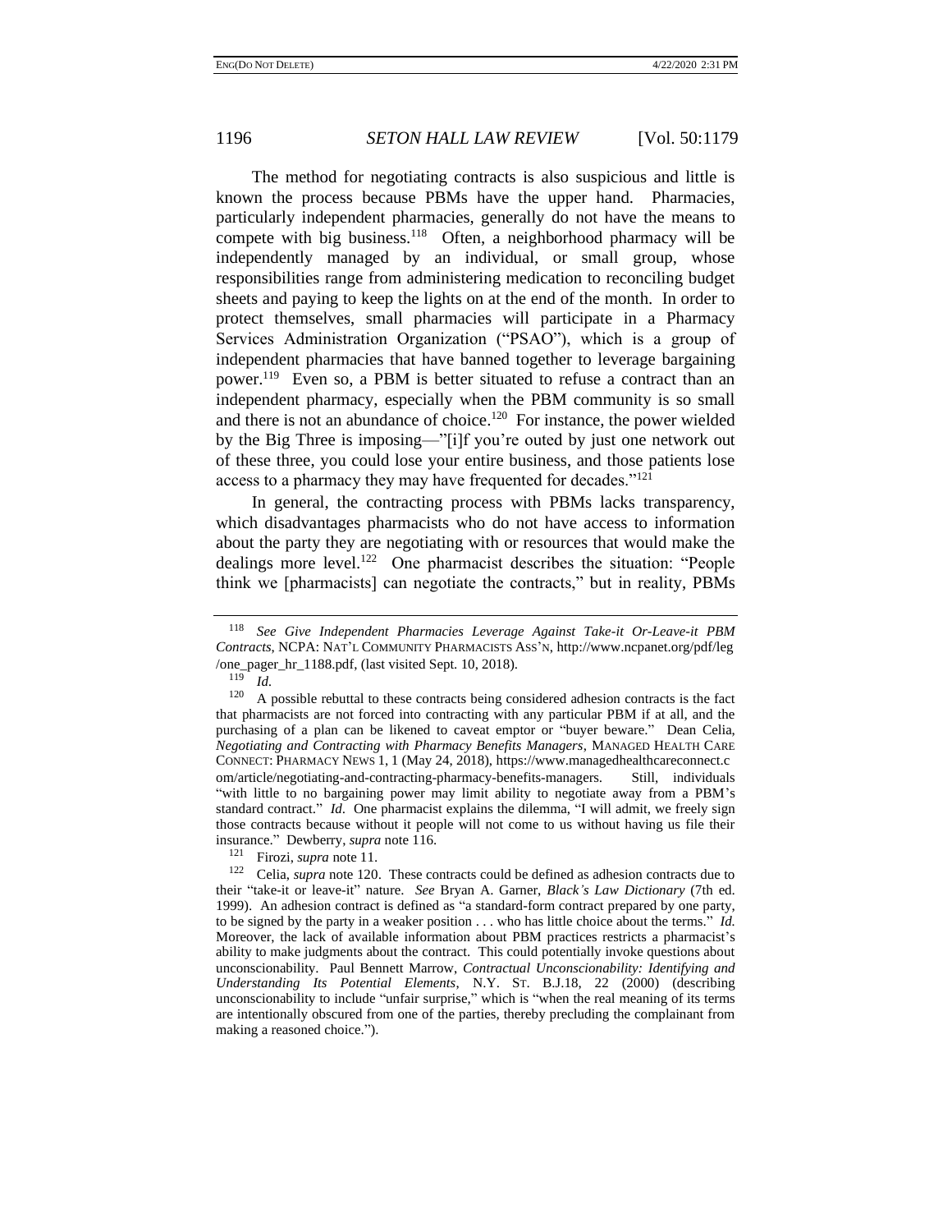The method for negotiating contracts is also suspicious and little is known the process because PBMs have the upper hand. Pharmacies, particularly independent pharmacies, generally do not have the means to compete with big business.[118] Often, a neighborhood pharmacy will be independently managed by an individual, or small group, whose responsibilities range from administering medication to reconciling budget sheets and paying to keep the lights on at the end of the month. In order to protect themselves, small pharmacies will participate in a Pharmacy Services Administration Organization ("PSAO"), which is a group of independent pharmacies that have banned together to leverage bargaining power.[119] Even so, a PBM is better situated to refuse a contract than an independent pharmacy, especially when the PBM community is so small and there is not an abundance of choice.[120] For instance, the power wielded by the Big Three is imposing—"[i]f you're outed by just one network out of these three, you could lose your entire business, and those patients lose access to a pharmacy they may have frequented for decades."[121]

In general, the contracting process with PBMs lacks transparency, which disadvantages pharmacists who do not have access to information about the party they are negotiating with or resources that would make the dealings more level.[122] One pharmacist describes the situation: "People think we [pharmacists] can negotiate the contracts," but in reality, PBMs

---

[118] *See Give Independent Pharmacies Leverage Against Take-it Or-Leave-it PBM Contracts*, NCPA: NAT'L COMMUNITY PHARMACISTS ASS'N, http://www.ncpanet.org/pdf/leg/one_pager_hr_1188.pdf, (last visited Sept. 10, 2018).

[119] *Id.*

[120] A possible rebuttal to these contracts being considered adhesion contracts is the fact that pharmacists are not forced into contracting with any particular PBM if at all, and the purchasing of a plan can be likened to caveat emptor or "buyer beware." Dean Celia, *Negotiating and Contracting with Pharmacy Benefits Managers*, MANAGED HEALTH CARE CONNECT: PHARMACY NEWS 1, 1 (May 24, 2018), https://www.managedhealthcareconnect.com/article/negotiating-and-contracting-pharmacy-benefits-managers. Still, individuals "with little to no bargaining power may limit ability to negotiate away from a PBM's standard contract." *Id.* One pharmacist explains the dilemma, "I will admit, we freely sign those contracts because without it people will not come to us without having us file their insurance." Dewberry, *supra* note 116.

[121] Firozi, *supra* note 11.

[122] Celia, *supra* note 120. These contracts could be defined as adhesion contracts due to their "take-it or leave-it" nature. *See* Bryan A. Garner, *Black's Law Dictionary* (7th ed. 1999). An adhesion contract is defined as "a standard-form contract prepared by one party, to be signed by the party in a weaker position . . . who has little choice about the terms." *Id.* Moreover, the lack of available information about PBM practices restricts a pharmacist's ability to make judgments about the contract. This could potentially invoke questions about unconscionability. Paul Bennett Marrow, *Contractual Unconscionability: Identifying and Understanding Its Potential Elements*, N.Y. ST. B.J.18, 22 (2000) (describing unconscionability to include "unfair surprise," which is "when the real meaning of its terms are intentionally obscured from one of the parties, thereby precluding the complainant from making a reasoned choice.").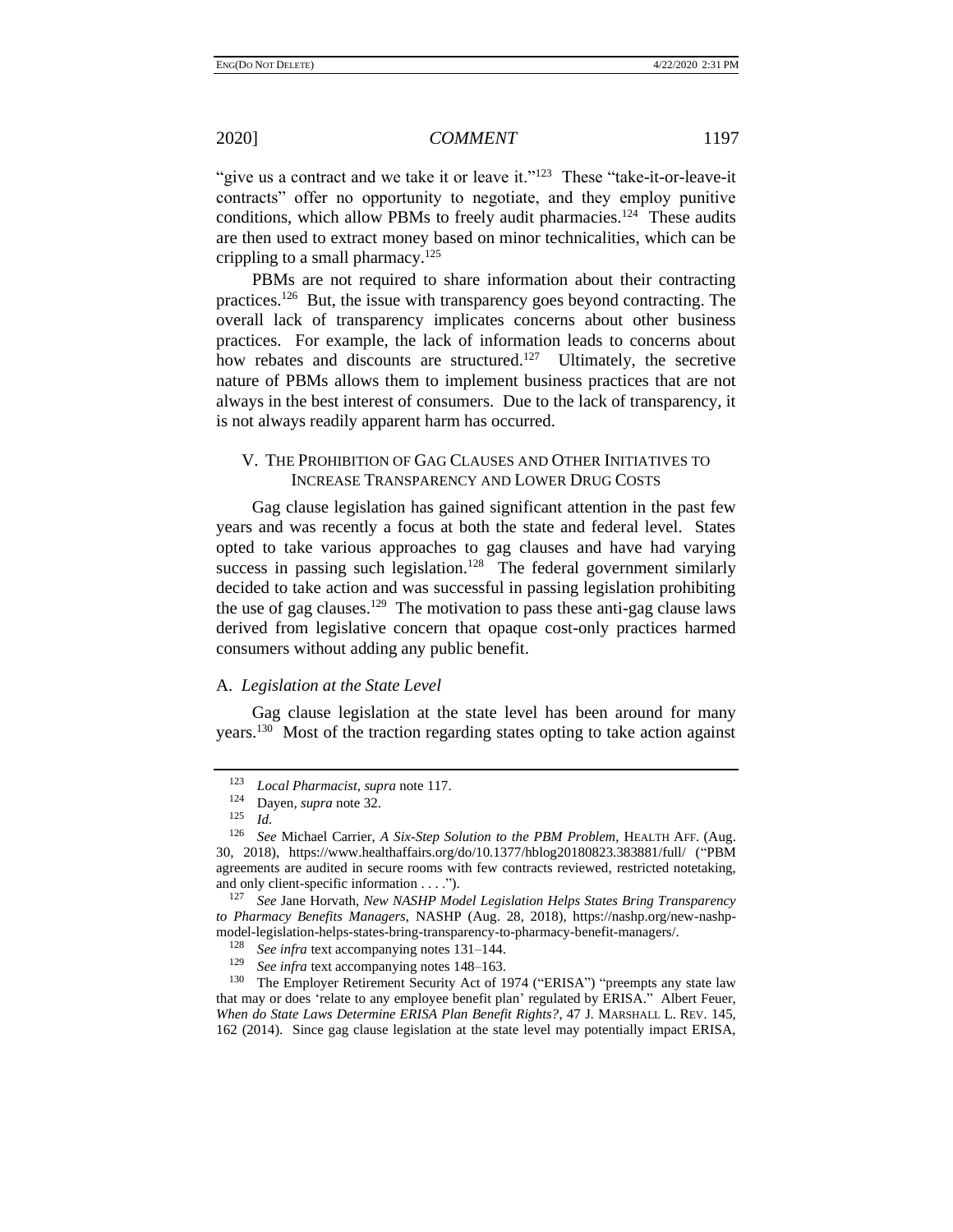"give us a contract and we take it or leave it."[123] These "take-it-or-leave-it contracts" offer no opportunity to negotiate, and they employ punitive conditions, which allow PBMs to freely audit pharmacies.[124] These audits are then used to extract money based on minor technicalities, which can be crippling to a small pharmacy.[125]

PBMs are not required to share information about their contracting practices.[126] But, the issue with transparency goes beyond contracting. The overall lack of transparency implicates concerns about other business practices. For example, the lack of information leads to concerns about how rebates and discounts are structured.[127] Ultimately, the secretive nature of PBMs allows them to implement business practices that are not always in the best interest of consumers. Due to the lack of transparency, it is not always readily apparent harm has occurred.

## V. The Prohibition of Gag Clauses and Other Initiatives to Increase Transparency and Lower Drug Costs

Gag clause legislation has gained significant attention in the past few years and was recently a focus at both the state and federal level. States opted to take various approaches to gag clauses and have had varying success in passing such legislation.[128] The federal government similarly decided to take action and was successful in passing legislation prohibiting the use of gag clauses.[129] The motivation to pass these anti-gag clause laws derived from legislative concern that opaque cost-only practices harmed consumers without adding any public benefit.

### A. *Legislation at the State Level*

Gag clause legislation at the state level has been around for many years.[130] Most of the traction regarding states opting to take action against

---

[123] *Local Pharmacist*, *supra* note 117.

[124] Dayen, *supra* note 32.

[125] *Id.*

[126] *See* Michael Carrier, *A Six-Step Solution to the PBM Problem*, HEALTH AFF. (Aug. 30, 2018), https://www.healthaffairs.org/do/10.1377/hblog20180823.383881/full/ ("PBM agreements are audited in secure rooms with few contracts reviewed, restricted notetaking, and only client-specific information . . . .").

[127] *See* Jane Horvath, *New NASHP Model Legislation Helps States Bring Transparency to Pharmacy Benefits Managers*, NASHP (Aug. 28, 2018), https://nashp.org/new-nashp-model-legislation-helps-states-bring-transparency-to-pharmacy-benefit-managers/.

[128] *See infra* text accompanying notes 131–144.

[129] *See infra* text accompanying notes 148–163.

[130] The Employer Retirement Security Act of 1974 ("ERISA") "preempts any state law that may or does 'relate to any employee benefit plan' regulated by ERISA." Albert Feuer, *When do State Laws Determine ERISA Plan Benefit Rights?*, 47 J. MARSHALL L. REV. 145, 162 (2014). Since gag clause legislation at the state level may potentially impact ERISA,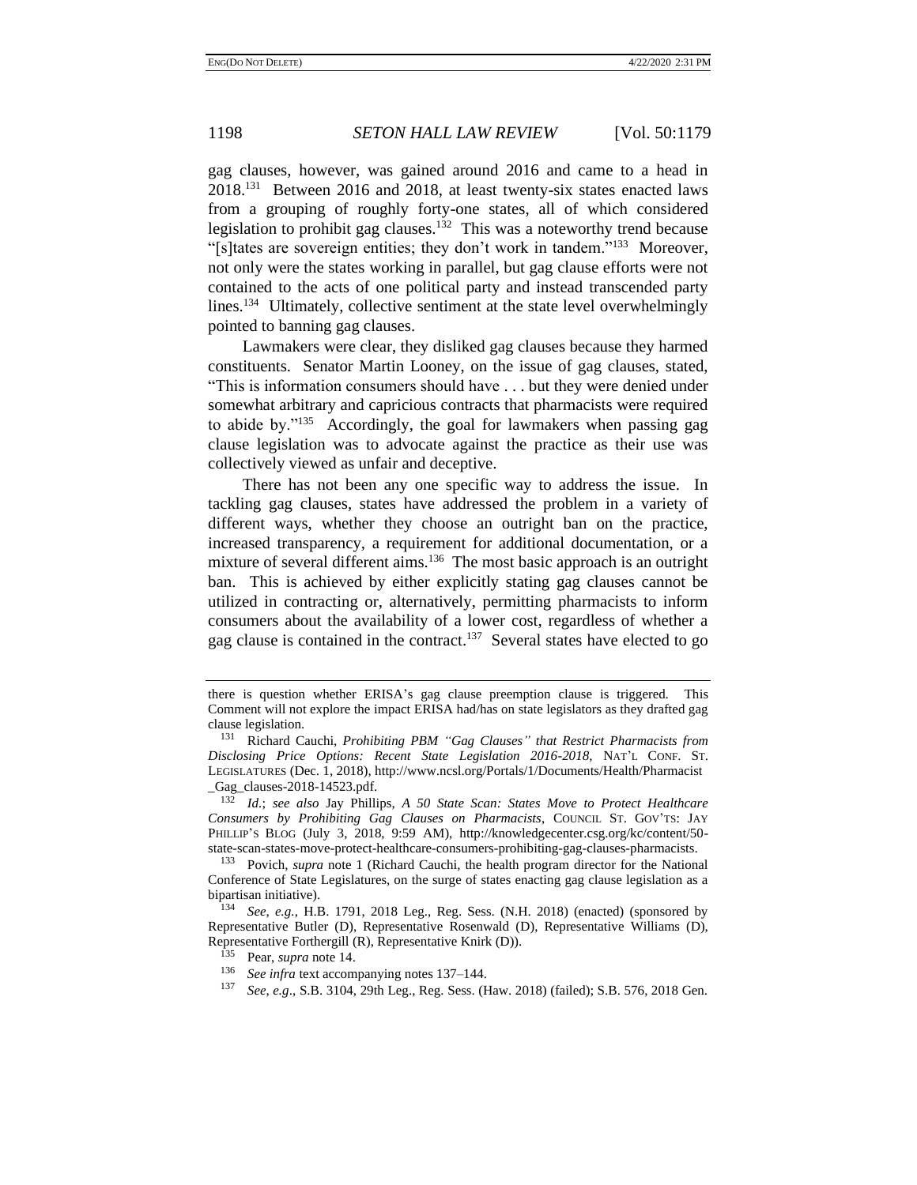gag clauses, however, was gained around 2016 and came to a head in 2018.[131] Between 2016 and 2018, at least twenty-six states enacted laws from a grouping of roughly forty-one states, all of which considered legislation to prohibit gag clauses.[132] This was a noteworthy trend because "[s]tates are sovereign entities; they don't work in tandem."[133] Moreover, not only were the states working in parallel, but gag clause efforts were not contained to the acts of one political party and instead transcended party lines.[134] Ultimately, collective sentiment at the state level overwhelmingly pointed to banning gag clauses.

Lawmakers were clear, they disliked gag clauses because they harmed constituents. Senator Martin Looney, on the issue of gag clauses, stated, "This is information consumers should have . . . but they were denied under somewhat arbitrary and capricious contracts that pharmacists were required to abide by."[135] Accordingly, the goal for lawmakers when passing gag clause legislation was to advocate against the practice as their use was collectively viewed as unfair and deceptive.

There has not been any one specific way to address the issue. In tackling gag clauses, states have addressed the problem in a variety of different ways, whether they choose an outright ban on the practice, increased transparency, a requirement for additional documentation, or a mixture of several different aims.[136] The most basic approach is an outright ban. This is achieved by either explicitly stating gag clauses cannot be utilized in contracting or, alternatively, permitting pharmacists to inform consumers about the availability of a lower cost, regardless of whether a gag clause is contained in the contract.[137] Several states have elected to go

---

there is question whether ERISA's gag clause preemption clause is triggered. This Comment will not explore the impact ERISA had/has on state legislators as they drafted gag clause legislation.

[131] Richard Cauchi, *Prohibiting PBM "Gag Clauses" that Restrict Pharmacists from Disclosing Price Options: Recent State Legislation 2016-2018*, NAT'L CONF. ST. LEGISLATURES (Dec. 1, 2018), http://www.ncsl.org/Portals/1/Documents/Health/Pharmacist_Gag_clauses-2018-14523.pdf.

[132] *Id.*; *see also* Jay Phillips, *A 50 State Scan: States Move to Protect Healthcare Consumers by Prohibiting Gag Clauses on Pharmacists*, COUNCIL ST. GOV'TS: JAY PHILLIP'S BLOG (July 3, 2018, 9:59 AM), http://knowledgecenter.csg.org/kc/content/50-state-scan-states-move-protect-healthcare-consumers-prohibiting-gag-clauses-pharmacists.

[133] Povich, *supra* note 1 (Richard Cauchi, the health program director for the National Conference of State Legislatures, on the surge of states enacting gag clause legislation as a bipartisan initiative).

[134] *See, e.g.*, H.B. 1791, 2018 Leg., Reg. Sess. (N.H. 2018) (enacted) (sponsored by Representative Butler (D), Representative Rosenwald (D), Representative Williams (D), Representative Forthergill (R), Representative Knirk (D)).

[135] Pear, *supra* note 14.

[136] *See infra* text accompanying notes 137–144.

[137] *See, e.g*., S.B. 3104, 29th Leg., Reg. Sess. (Haw. 2018) (failed); S.B. 576, 2018 Gen.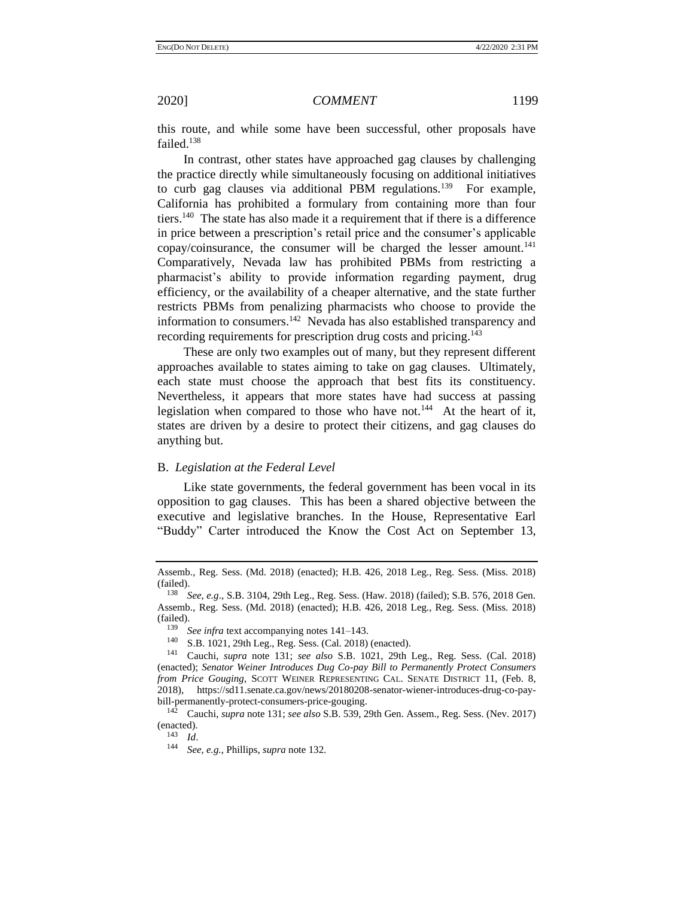this route, and while some have been successful, other proposals have failed.[138]

In contrast, other states have approached gag clauses by challenging the practice directly while simultaneously focusing on additional initiatives to curb gag clauses via additional PBM regulations.[139] For example, California has prohibited a formulary from containing more than four tiers.[140] The state has also made it a requirement that if there is a difference in price between a prescription's retail price and the consumer's applicable copay/coinsurance, the consumer will be charged the lesser amount.[141] Comparatively, Nevada law has prohibited PBMs from restricting a pharmacist's ability to provide information regarding payment, drug efficiency, or the availability of a cheaper alternative, and the state further restricts PBMs from penalizing pharmacists who choose to provide the information to consumers.[142] Nevada has also established transparency and recording requirements for prescription drug costs and pricing.[143]

These are only two examples out of many, but they represent different approaches available to states aiming to take on gag clauses. Ultimately, each state must choose the approach that best fits its constituency. Nevertheless, it appears that more states have had success at passing legislation when compared to those who have not.[144] At the heart of it, states are driven by a desire to protect their citizens, and gag clauses do anything but.

## B. *Legislation at the Federal Level*

Like state governments, the federal government has been vocal in its opposition to gag clauses. This has been a shared objective between the executive and legislative branches. In the House, Representative Earl "Buddy" Carter introduced the Know the Cost Act on September 13,

---

Assemb., Reg. Sess. (Md. 2018) (enacted); H.B. 426, 2018 Leg., Reg. Sess. (Miss. 2018) (failed).

[138] *See, e.g*., S.B. 3104, 29th Leg., Reg. Sess. (Haw. 2018) (failed); S.B. 576, 2018 Gen. Assemb., Reg. Sess. (Md. 2018) (enacted); H.B. 426, 2018 Leg., Reg. Sess. (Miss. 2018) (failed).

[139] *See infra* text accompanying notes 141–143.

[140] S.B. 1021, 29th Leg., Reg. Sess. (Cal. 2018) (enacted).

[141] Cauchi, *supra* note 131; *see also* S.B. 1021, 29th Leg., Reg. Sess. (Cal. 2018) (enacted); *Senator Weiner Introduces Dug Co-pay Bill to Permanently Protect Consumers from Price Gouging*, SCOTT WEINER REPRESENTING CAL. SENATE DISTRICT 11, (Feb. 8, 2018), https://sd11.senate.ca.gov/news/20180208-senator-wiener-introduces-drug-co-pay-bill-permanently-protect-consumers-price-gouging.

[142] Cauchi, *supra* note 131; *see also* S.B. 539, 29th Gen. Assem., Reg. Sess. (Nev. 2017) (enacted).

[143] *Id*.

[144] *See, e.g.*, Phillips, *supra* note 132.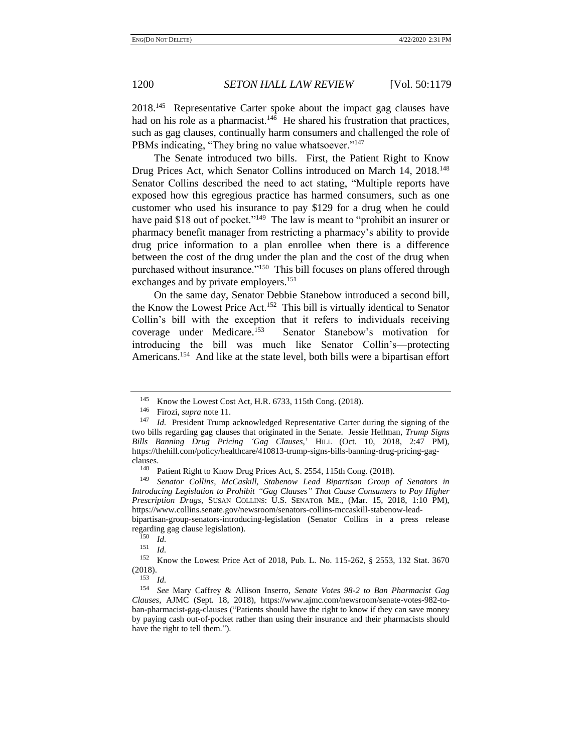2018.[145] Representative Carter spoke about the impact gag clauses have had on his role as a pharmacist.[146] He shared his frustration that practices, such as gag clauses, continually harm consumers and challenged the role of PBMs indicating, "They bring no value whatsoever."[147]

The Senate introduced two bills. First, the Patient Right to Know Drug Prices Act, which Senator Collins introduced on March 14, 2018.[148] Senator Collins described the need to act stating, "Multiple reports have exposed how this egregious practice has harmed consumers, such as one customer who used his insurance to pay $129 for a drug when he could have paid $18 out of pocket."[149] The law is meant to "prohibit an insurer or pharmacy benefit manager from restricting a pharmacy's ability to provide drug price information to a plan enrollee when there is a difference between the cost of the drug under the plan and the cost of the drug when purchased without insurance."[150] This bill focuses on plans offered through exchanges and by private employers.[151]

On the same day, Senator Debbie Stanebow introduced a second bill, the Know the Lowest Price Act.[152] This bill is virtually identical to Senator Collin's bill with the exception that it refers to individuals receiving coverage under Medicare.[153] Senator Stanebow's motivation for introducing the bill was much like Senator Collin's—protecting Americans.[154] And like at the state level, both bills were a bipartisan effort

---

[145] Know the Lowest Cost Act, H.R. 6733, 115th Cong. (2018).

[146] Firozi, *supra* note 11.

[147] *Id.* President Trump acknowledged Representative Carter during the signing of the two bills regarding gag clauses that originated in the Senate. Jessie Hellman, *Trump Signs Bills Banning Drug Pricing 'Gag Clauses*,' HILL (Oct. 10, 2018, 2:47 PM), https://thehill.com/policy/healthcare/410813-trump-signs-bills-banning-drug-pricing-gag-clauses.

[148] Patient Right to Know Drug Prices Act, S. 2554, 115th Cong. (2018).

[149] *Senator Collins, McCaskill, Stabenow Lead Bipartisan Group of Senators in Introducing Legislation to Prohibit "Gag Clauses" That Cause Consumers to Pay Higher Prescription Drugs*, SUSAN COLLINS: U.S. SENATOR ME., (Mar. 15, 2018, 1:10 PM), https://www.collins.senate.gov/newsroom/senators-collins-mccaskill-stabenow-lead-bipartisan-group-senators-introducing-legislation (Senator Collins in a press release regarding gag clause legislation).

[150] *Id.*

[151] *Id.*

[152] Know the Lowest Price Act of 2018, Pub. L. No. 115-262, § 2553, 132 Stat. 3670 (2018).

[153] *Id.*

[154] *See* Mary Caffrey & Allison Inserro, *Senate Votes 98-2 to Ban Pharmacist Gag Clauses*, AJMC (Sept. 18, 2018), https://www.ajmc.com/newsroom/senate-votes-982-to-ban-pharmacist-gag-clauses ("Patients should have the right to know if they can save money by paying cash out-of-pocket rather than using their insurance and their pharmacists should have the right to tell them.").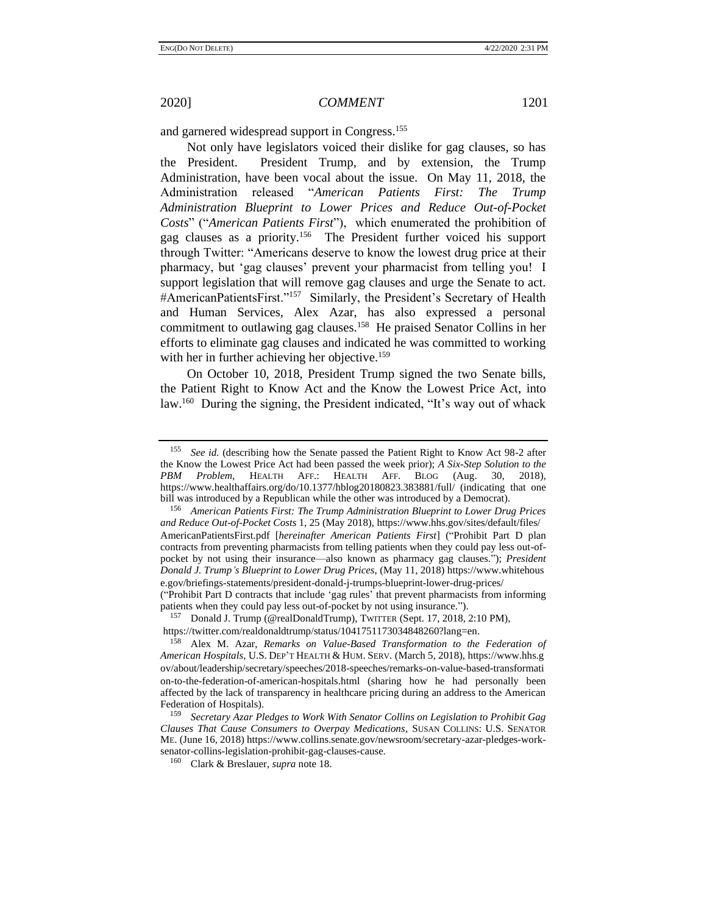and garnered widespread support in Congress.[155]

Not only have legislators voiced their dislike for gag clauses, so has the President. President Trump, and by extension, the Trump Administration, have been vocal about the issue. On May 11, 2018, the Administration released "*American Patients First: The Trump Administration Blueprint to Lower Prices and Reduce Out-of-Pocket Costs*" ("*American Patients First*"), which enumerated the prohibition of gag clauses as a priority.[156] The President further voiced his support through Twitter: "Americans deserve to know the lowest drug price at their pharmacy, but 'gag clauses' prevent your pharmacist from telling you! I support legislation that will remove gag clauses and urge the Senate to act. #AmericanPatientsFirst."[157] Similarly, the President's Secretary of Health and Human Services, Alex Azar, has also expressed a personal commitment to outlawing gag clauses.[158] He praised Senator Collins in her efforts to eliminate gag clauses and indicated he was committed to working with her in further achieving her objective.[159]

On October 10, 2018, President Trump signed the two Senate bills, the Patient Right to Know Act and the Know the Lowest Price Act, into law.[160] During the signing, the President indicated, "It's way out of whack

---

[155] *See id.* (describing how the Senate passed the Patient Right to Know Act 98-2 after the Know the Lowest Price Act had been passed the week prior); *A Six-Step Solution to the PBM Problem*, HEALTH AFF.: HEALTH AFF. BLOG (Aug. 30, 2018), https://www.healthaffairs.org/do/10.1377/hblog20180823.383881/full/ (indicating that one bill was introduced by a Republican while the other was introduced by a Democrat).

[156] *American Patients First: The Trump Administration Blueprint to Lower Drug Prices and Reduce Out-of-Pocket Costs* 1, 25 (May 2018), https://www.hhs.gov/sites/default/files/AmericanPatientsFirst.pdf [*hereinafter American Patients First*] ("Prohibit Part D plan contracts from preventing pharmacists from telling patients when they could pay less out-of-pocket by not using their insurance—also known as pharmacy gag clauses."); *President Donald J. Trump's Blueprint to Lower Drug Prices*, (May 11, 2018) https://www.whitehouse.gov/briefings-statements/president-donald-j-trumps-blueprint-lower-drug-prices/ ("Prohibit Part D contracts that include 'gag rules' that prevent pharmacists from informing patients when they could pay less out-of-pocket by not using insurance.").

[157] Donald J. Trump (@realDonaldTrump), TWITTER (Sept. 17, 2018, 2:10 PM), https://twitter.com/realdonaldtrump/status/1041751173034848260?lang=en.

[158] Alex M. Azar, *Remarks on Value-Based Transformation to the Federation of American Hospitals*, U.S. DEP'T HEALTH & HUM. SERV. (March 5, 2018), https://www.hhs.gov/about/leadership/secretary/speeches/2018-speeches/remarks-on-value-based-transformation-to-the-federation-of-american-hospitals.html (sharing how he had personally been affected by the lack of transparency in healthcare pricing during an address to the American Federation of Hospitals).

[159] *Secretary Azar Pledges to Work With Senator Collins on Legislation to Prohibit Gag Clauses That Cause Consumers to Overpay Medications*, SUSAN COLLINS: U.S. SENATOR ME. (June 16, 2018) https://www.collins.senate.gov/newsroom/secretary-azar-pledges-work-senator-collins-legislation-prohibit-gag-clauses-cause.

[160] Clark & Breslauer, *supra* note 18.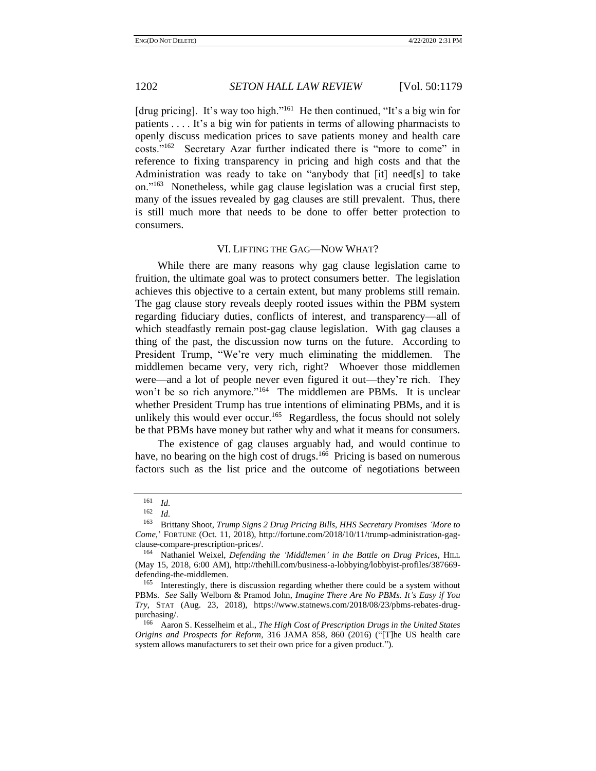[drug pricing]. It's way too high."[161] He then continued, "It's a big win for patients . . . . It's a big win for patients in terms of allowing pharmacists to openly discuss medication prices to save patients money and health care costs."[162] Secretary Azar further indicated there is "more to come" in reference to fixing transparency in pricing and high costs and that the Administration was ready to take on "anybody that [it] need[s] to take on."[163] Nonetheless, while gag clause legislation was a crucial first step, many of the issues revealed by gag clauses are still prevalent. Thus, there is still much more that needs to be done to offer better protection to consumers.

## VI. LIFTING THE GAG—NOW WHAT?

While there are many reasons why gag clause legislation came to fruition, the ultimate goal was to protect consumers better. The legislation achieves this objective to a certain extent, but many problems still remain. The gag clause story reveals deeply rooted issues within the PBM system regarding fiduciary duties, conflicts of interest, and transparency—all of which steadfastly remain post-gag clause legislation. With gag clauses a thing of the past, the discussion now turns on the future. According to President Trump, "We're very much eliminating the middlemen. The middlemen became very, very rich, right? Whoever those middlemen were—and a lot of people never even figured it out—they're rich. They won't be so rich anymore."[164] The middlemen are PBMs. It is unclear whether President Trump has true intentions of eliminating PBMs, and it is unlikely this would ever occur.[165] Regardless, the focus should not solely be that PBMs have money but rather why and what it means for consumers.

The existence of gag clauses arguably had, and would continue to have, no bearing on the high cost of drugs.[166] Pricing is based on numerous factors such as the list price and the outcome of negotiations between

---

[161] *Id.*

[162] *Id.*

[163] Brittany Shoot, *Trump Signs 2 Drug Pricing Bills, HHS Secretary Promises 'More to Come*,' FORTUNE (Oct. 11, 2018), http://fortune.com/2018/10/11/trump-administration-gag-clause-compare-prescription-prices/.

[164] Nathaniel Weixel, *Defending the 'Middlemen' in the Battle on Drug Prices*, HILL (May 15, 2018, 6:00 AM), http://thehill.com/business-a-lobbying/lobbyist-profiles/387669-defending-the-middlemen.

[165] Interestingly, there is discussion regarding whether there could be a system without PBMs. *See* Sally Welborn & Pramod John, *Imagine There Are No PBMs. It's Easy if You Try*, STAT (Aug. 23, 2018), https://www.statnews.com/2018/08/23/pbms-rebates-drug-purchasing/.

[166] Aaron S. Kesselheim et al., *The High Cost of Prescription Drugs in the United States Origins and Prospects for Reform*, 316 JAMA 858, 860 (2016) ("[T]he US health care system allows manufacturers to set their own price for a given product.").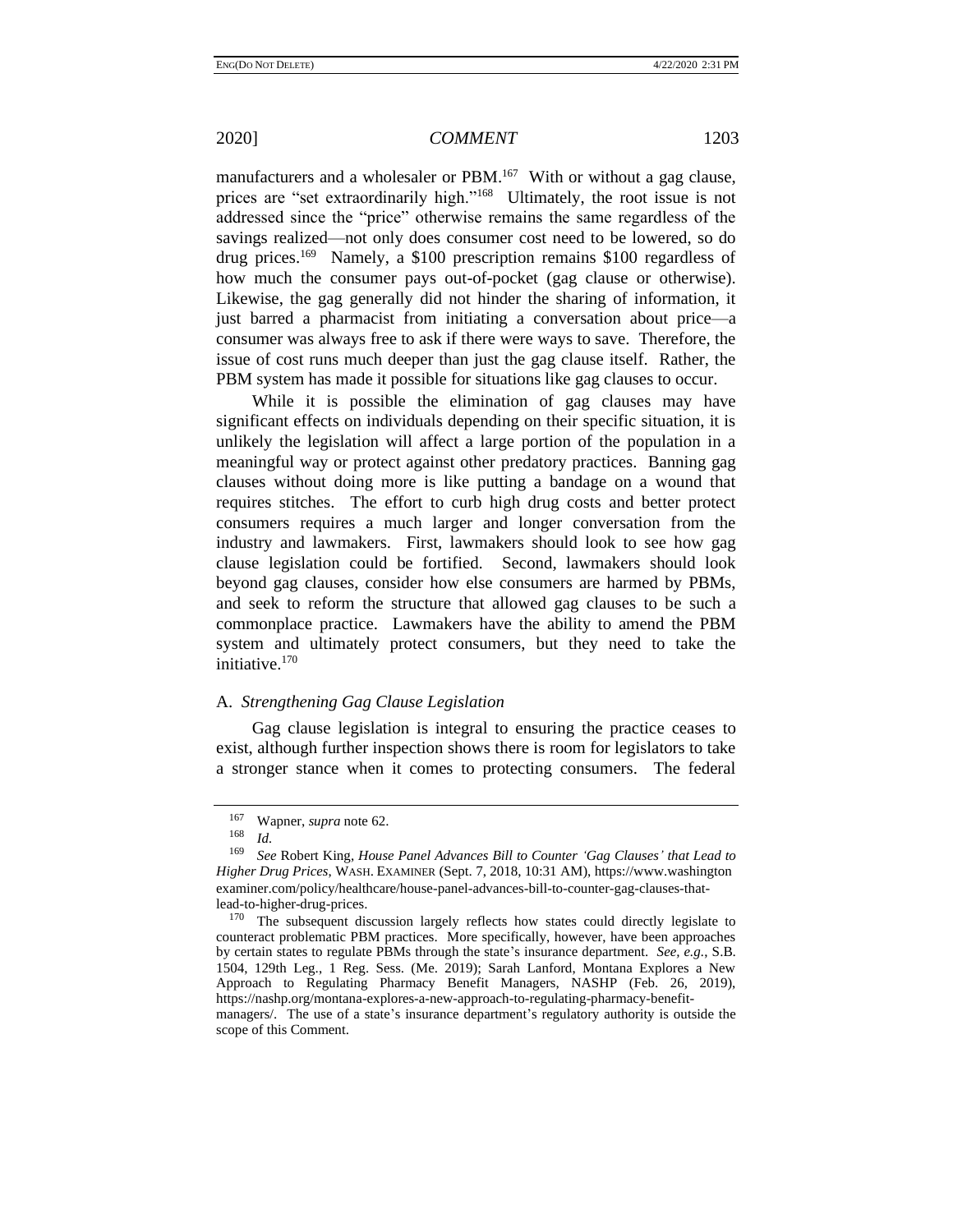manufacturers and a wholesaler or PBM.[167] With or without a gag clause, prices are "set extraordinarily high."[168] Ultimately, the root issue is not addressed since the "price" otherwise remains the same regardless of the savings realized—not only does consumer cost need to be lowered, so do drug prices.[169] Namely, a $100 prescription remains $100 regardless of how much the consumer pays out-of-pocket (gag clause or otherwise). Likewise, the gag generally did not hinder the sharing of information, it just barred a pharmacist from initiating a conversation about price—a consumer was always free to ask if there were ways to save. Therefore, the issue of cost runs much deeper than just the gag clause itself. Rather, the PBM system has made it possible for situations like gag clauses to occur.

While it is possible the elimination of gag clauses may have significant effects on individuals depending on their specific situation, it is unlikely the legislation will affect a large portion of the population in a meaningful way or protect against other predatory practices. Banning gag clauses without doing more is like putting a bandage on a wound that requires stitches. The effort to curb high drug costs and better protect consumers requires a much larger and longer conversation from the industry and lawmakers. First, lawmakers should look to see how gag clause legislation could be fortified. Second, lawmakers should look beyond gag clauses, consider how else consumers are harmed by PBMs, and seek to reform the structure that allowed gag clauses to be such a commonplace practice. Lawmakers have the ability to amend the PBM system and ultimately protect consumers, but they need to take the initiative.[170]

### A. *Strengthening Gag Clause Legislation*

Gag clause legislation is integral to ensuring the practice ceases to exist, although further inspection shows there is room for legislators to take a stronger stance when it comes to protecting consumers. The federal

---

[167] Wapner, *supra* note 62.

[168] *Id.*

[169] *See* Robert King, *House Panel Advances Bill to Counter 'Gag Clauses' that Lead to Higher Drug Prices*, WASH. EXAMINER (Sept. 7, 2018, 10:31 AM), https://www.washingtonexaminer.com/policy/healthcare/house-panel-advances-bill-to-counter-gag-clauses-that-lead-to-higher-drug-prices.

[170] The subsequent discussion largely reflects how states could directly legislate to counteract problematic PBM practices. More specifically, however, have been approaches by certain states to regulate PBMs through the state's insurance department. *See, e.g.*, S.B. 1504, 129th Leg., 1 Reg. Sess. (Me. 2019); Sarah Lanford, Montana Explores a New Approach to Regulating Pharmacy Benefit Managers, NASHP (Feb. 26, 2019), https://nashp.org/montana-explores-a-new-approach-to-regulating-pharmacy-benefit-managers/. The use of a state's insurance department's regulatory authority is outside the scope of this Comment.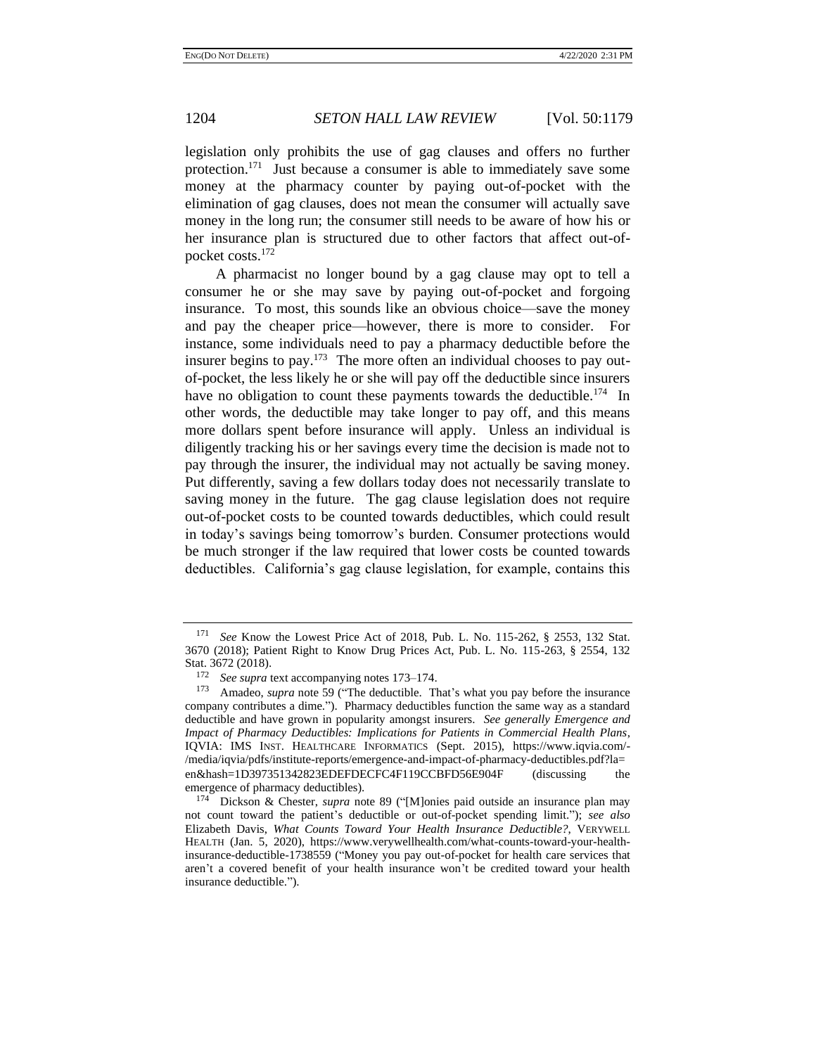legislation only prohibits the use of gag clauses and offers no further protection.[171] Just because a consumer is able to immediately save some money at the pharmacy counter by paying out-of-pocket with the elimination of gag clauses, does not mean the consumer will actually save money in the long run; the consumer still needs to be aware of how his or her insurance plan is structured due to other factors that affect out-of-pocket costs.[172]

A pharmacist no longer bound by a gag clause may opt to tell a consumer he or she may save by paying out-of-pocket and forgoing insurance. To most, this sounds like an obvious choice—save the money and pay the cheaper price—however, there is more to consider. For instance, some individuals need to pay a pharmacy deductible before the insurer begins to pay.[173] The more often an individual chooses to pay out-of-pocket, the less likely he or she will pay off the deductible since insurers have no obligation to count these payments towards the deductible.[174] In other words, the deductible may take longer to pay off, and this means more dollars spent before insurance will apply. Unless an individual is diligently tracking his or her savings every time the decision is made not to pay through the insurer, the individual may not actually be saving money. Put differently, saving a few dollars today does not necessarily translate to saving money in the future. The gag clause legislation does not require out-of-pocket costs to be counted towards deductibles, which could result in today's savings being tomorrow's burden. Consumer protections would be much stronger if the law required that lower costs be counted towards deductibles. California's gag clause legislation, for example, contains this

---

[171] *See* Know the Lowest Price Act of 2018, Pub. L. No. 115-262, § 2553, 132 Stat. 3670 (2018); Patient Right to Know Drug Prices Act, Pub. L. No. 115-263, § 2554, 132 Stat. 3672 (2018).

[172] *See supra* text accompanying notes 173–174.

[173] Amadeo, *supra* note 59 ("The deductible. That's what you pay before the insurance company contributes a dime."). Pharmacy deductibles function the same way as a standard deductible and have grown in popularity amongst insurers. *See generally Emergence and Impact of Pharmacy Deductibles: Implications for Patients in Commercial Health Plans*, IQVIA: IMS INST. HEALTHCARE INFORMATICS (Sept. 2015), https://www.iqvia.com/-/media/iqvia/pdfs/institute-reports/emergence-and-impact-of-pharmacy-deductibles.pdf?la=en&hash=1D397351342823EDEFDECFC4F119CCBFD56E904F (discussing the emergence of pharmacy deductibles).

[174] Dickson & Chester, *supra* note 89 ("[M]onies paid outside an insurance plan may not count toward the patient's deductible or out-of-pocket spending limit."); *see also* Elizabeth Davis, *What Counts Toward Your Health Insurance Deductible?*, VERYWELL HEALTH (Jan. 5, 2020), https://www.verywellhealth.com/what-counts-toward-your-health-insurance-deductible-1738559 ("Money you pay out-of-pocket for health care services that aren't a covered benefit of your health insurance won't be credited toward your health insurance deductible.").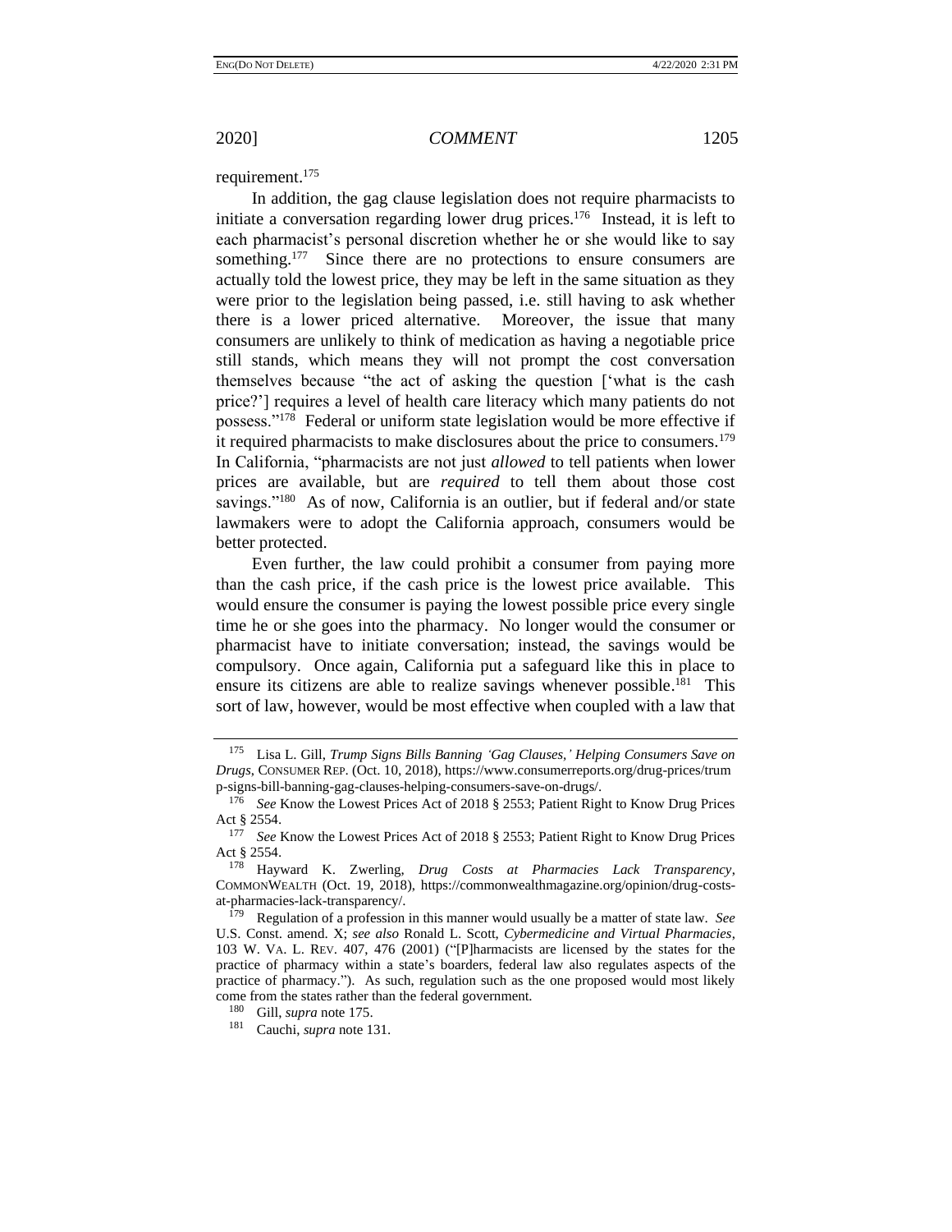requirement.[175]

In addition, the gag clause legislation does not require pharmacists to initiate a conversation regarding lower drug prices.[176] Instead, it is left to each pharmacist's personal discretion whether he or she would like to say something.[177] Since there are no protections to ensure consumers are actually told the lowest price, they may be left in the same situation as they were prior to the legislation being passed, i.e. still having to ask whether there is a lower priced alternative. Moreover, the issue that many consumers are unlikely to think of medication as having a negotiable price still stands, which means they will not prompt the cost conversation themselves because "the act of asking the question ['what is the cash price?'] requires a level of health care literacy which many patients do not possess."[178] Federal or uniform state legislation would be more effective if it required pharmacists to make disclosures about the price to consumers.[179] In California, "pharmacists are not just *allowed* to tell patients when lower prices are available, but are *required* to tell them about those cost savings."[180] As of now, California is an outlier, but if federal and/or state lawmakers were to adopt the California approach, consumers would be better protected.

Even further, the law could prohibit a consumer from paying more than the cash price, if the cash price is the lowest price available. This would ensure the consumer is paying the lowest possible price every single time he or she goes into the pharmacy. No longer would the consumer or pharmacist have to initiate conversation; instead, the savings would be compulsory. Once again, California put a safeguard like this in place to ensure its citizens are able to realize savings whenever possible.[181] This sort of law, however, would be most effective when coupled with a law that

---

[175] Lisa L. Gill, *Trump Signs Bills Banning 'Gag Clauses,' Helping Consumers Save on Drugs*, CONSUMER REP. (Oct. 10, 2018), https://www.consumerreports.org/drug-prices/trump-signs-bill-banning-gag-clauses-helping-consumers-save-on-drugs/.

[176] *See* Know the Lowest Prices Act of 2018 § 2553; Patient Right to Know Drug Prices Act § 2554.

[177] *See* Know the Lowest Prices Act of 2018 § 2553; Patient Right to Know Drug Prices Act § 2554.

[178] Hayward K. Zwerling, *Drug Costs at Pharmacies Lack Transparency*, COMMONWEALTH (Oct. 19, 2018), https://commonwealthmagazine.org/opinion/drug-costs-at-pharmacies-lack-transparency/.

[179] Regulation of a profession in this manner would usually be a matter of state law. *See* U.S. Const. amend. X; *see also* Ronald L. Scott, *Cybermedicine and Virtual Pharmacies*, 103 W. VA. L. REV. 407, 476 (2001) ("[P]harmacists are licensed by the states for the practice of pharmacy within a state's boarders, federal law also regulates aspects of the practice of pharmacy."). As such, regulation such as the one proposed would most likely come from the states rather than the federal government.

[180] Gill, *supra* note 175.

[181] Cauchi, *supra* note 131.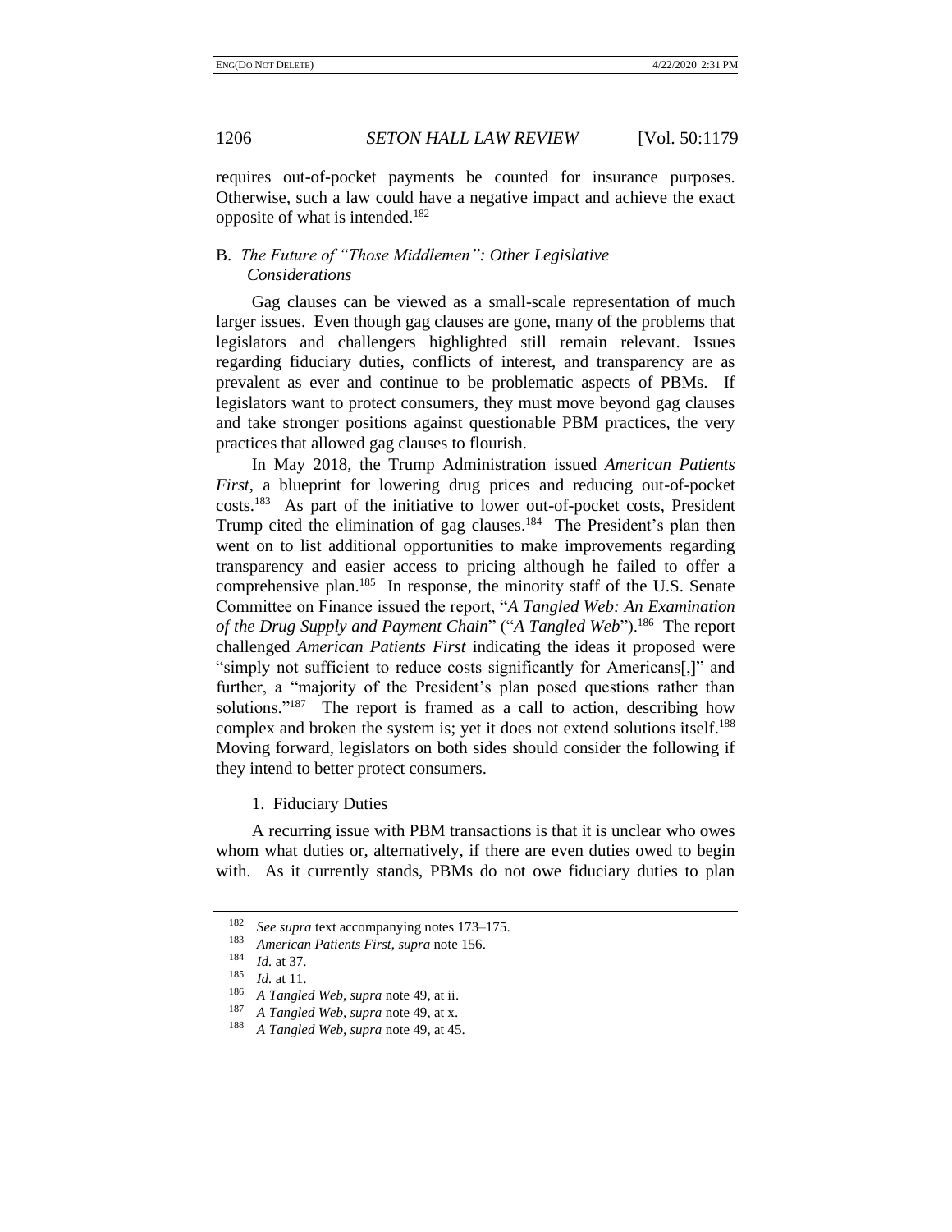requires out-of-pocket payments be counted for insurance purposes. Otherwise, such a law could have a negative impact and achieve the exact opposite of what is intended.[182]

### B. *The Future of "Those Middlemen": Other Legislative Considerations*

Gag clauses can be viewed as a small-scale representation of much larger issues. Even though gag clauses are gone, many of the problems that legislators and challengers highlighted still remain relevant. Issues regarding fiduciary duties, conflicts of interest, and transparency are as prevalent as ever and continue to be problematic aspects of PBMs. If legislators want to protect consumers, they must move beyond gag clauses and take stronger positions against questionable PBM practices, the very practices that allowed gag clauses to flourish.

In May 2018, the Trump Administration issued *American Patients First*, a blueprint for lowering drug prices and reducing out-of-pocket costs.[183] As part of the initiative to lower out-of-pocket costs, President Trump cited the elimination of gag clauses.[184] The President's plan then went on to list additional opportunities to make improvements regarding transparency and easier access to pricing although he failed to offer a comprehensive plan.[185] In response, the minority staff of the U.S. Senate Committee on Finance issued the report, "*A Tangled Web: An Examination of the Drug Supply and Payment Chain*" ("*A Tangled Web*").[186] The report challenged *American Patients First* indicating the ideas it proposed were "simply not sufficient to reduce costs significantly for Americans[,]" and further, a "majority of the President's plan posed questions rather than solutions."[187] The report is framed as a call to action, describing how complex and broken the system is; yet it does not extend solutions itself.[188] Moving forward, legislators on both sides should consider the following if they intend to better protect consumers.

#### 1. Fiduciary Duties

A recurring issue with PBM transactions is that it is unclear who owes whom what duties or, alternatively, if there are even duties owed to begin with. As it currently stands, PBMs do not owe fiduciary duties to plan

---

[182] *See supra* text accompanying notes 173–175.

[183] *American Patients First*, *supra* note 156.

[184] *Id.* at 37.

[185] *Id.* at 11.

[186] *A Tangled Web*, *supra* note 49, at ii.

[187] *A Tangled Web*, *supra* note 49, at x.

[188] *A Tangled Web*, *supra* note 49, at 45.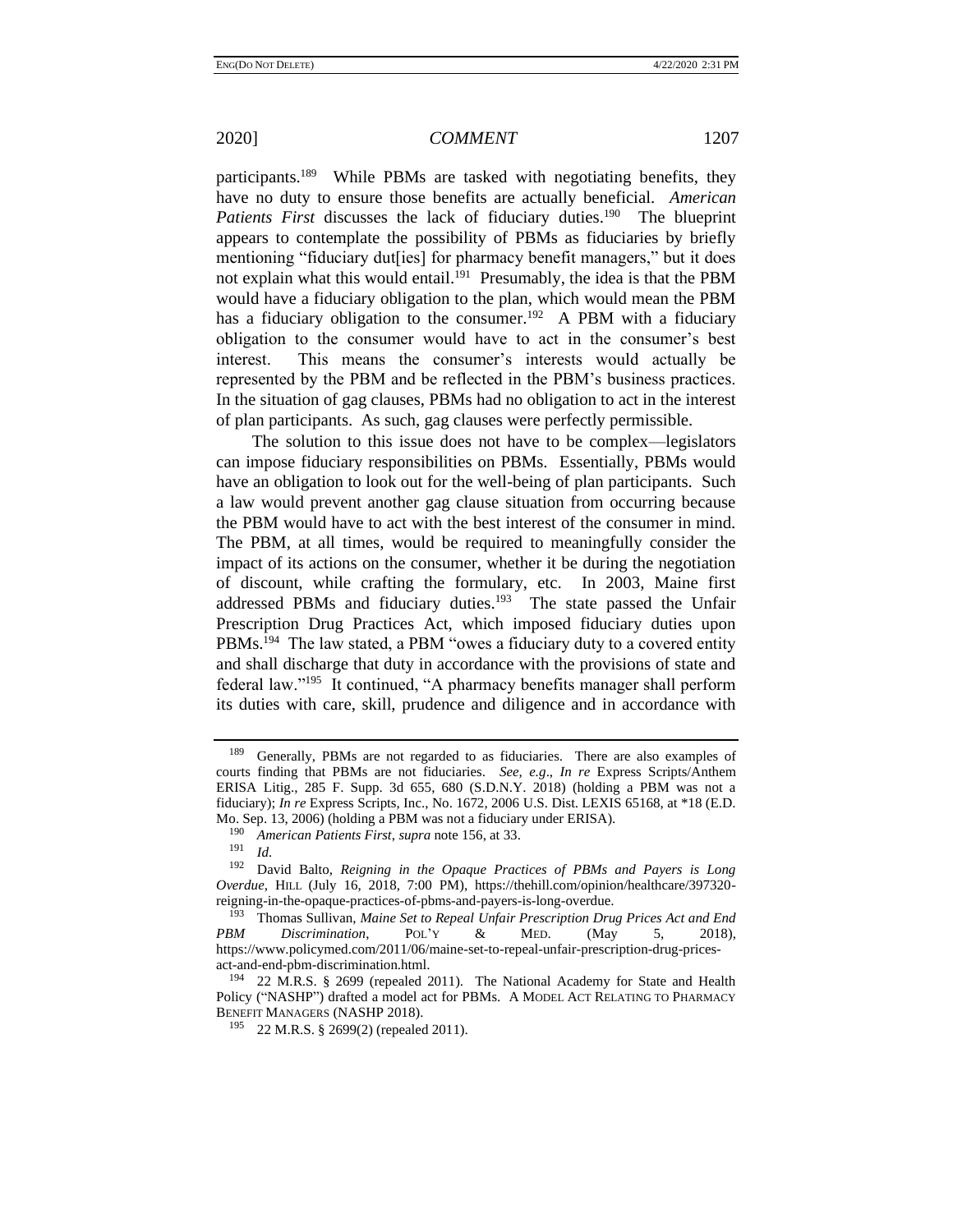participants.[189] While PBMs are tasked with negotiating benefits, they have no duty to ensure those benefits are actually beneficial. *American Patients First* discusses the lack of fiduciary duties.[190] The blueprint appears to contemplate the possibility of PBMs as fiduciaries by briefly mentioning "fiduciary dut[ies] for pharmacy benefit managers," but it does not explain what this would entail.[191] Presumably, the idea is that the PBM would have a fiduciary obligation to the plan, which would mean the PBM has a fiduciary obligation to the consumer.[192] A PBM with a fiduciary obligation to the consumer would have to act in the consumer's best interest. This means the consumer's interests would actually be represented by the PBM and be reflected in the PBM's business practices. In the situation of gag clauses, PBMs had no obligation to act in the interest of plan participants. As such, gag clauses were perfectly permissible.

The solution to this issue does not have to be complex—legislators can impose fiduciary responsibilities on PBMs. Essentially, PBMs would have an obligation to look out for the well-being of plan participants. Such a law would prevent another gag clause situation from occurring because the PBM would have to act with the best interest of the consumer in mind. The PBM, at all times, would be required to meaningfully consider the impact of its actions on the consumer, whether it be during the negotiation of discount, while crafting the formulary, etc. In 2003, Maine first addressed PBMs and fiduciary duties.[193] The state passed the Unfair Prescription Drug Practices Act, which imposed fiduciary duties upon PBMs.[194] The law stated, a PBM "owes a fiduciary duty to a covered entity and shall discharge that duty in accordance with the provisions of state and federal law."[195] It continued, "A pharmacy benefits manager shall perform its duties with care, skill, prudence and diligence and in accordance with

---

[189] Generally, PBMs are not regarded to as fiduciaries. There are also examples of courts finding that PBMs are not fiduciaries. *See, e.g.*, *In re* Express Scripts/Anthem ERISA Litig., 285 F. Supp. 3d 655, 680 (S.D.N.Y. 2018) (holding a PBM was not a fiduciary); *In re* Express Scripts, Inc., No. 1672, 2006 U.S. Dist. LEXIS 65168, at *18 (E.D. Mo. Sep. 13, 2006) (holding a PBM was not a fiduciary under ERISA).

[190] *American Patients First*, *supra* note 156, at 33.

[191] *Id.*

[192] David Balto, *Reigning in the Opaque Practices of PBMs and Payers is Long Overdue*, HILL (July 16, 2018, 7:00 PM), https://thehill.com/opinion/healthcare/397320-reigning-in-the-opaque-practices-of-pbms-and-payers-is-long-overdue.

[193] Thomas Sullivan, *Maine Set to Repeal Unfair Prescription Drug Prices Act and End PBM Discrimination*, POL'Y & MED. (May 5, 2018), https://www.policymed.com/2011/06/maine-set-to-repeal-unfair-prescription-drug-prices-act-and-end-pbm-discrimination.html.

[194] 22 M.R.S. § 2699 (repealed 2011). The National Academy for State and Health Policy ("NASHP") drafted a model act for PBMs. A MODEL ACT RELATING TO PHARMACY BENEFIT MANAGERS (NASHP 2018).

[195] 22 M.R.S. § 2699(2) (repealed 2011).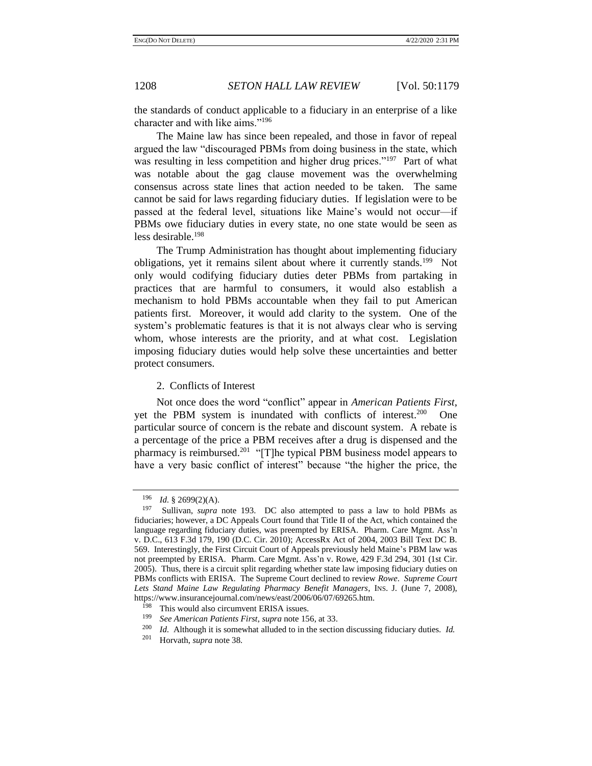the standards of conduct applicable to a fiduciary in an enterprise of a like character and with like aims."[196]

The Maine law has since been repealed, and those in favor of repeal argued the law "discouraged PBMs from doing business in the state, which was resulting in less competition and higher drug prices."[197] Part of what was notable about the gag clause movement was the overwhelming consensus across state lines that action needed to be taken. The same cannot be said for laws regarding fiduciary duties. If legislation were to be passed at the federal level, situations like Maine's would not occur—if PBMs owe fiduciary duties in every state, no one state would be seen as less desirable.[198]

The Trump Administration has thought about implementing fiduciary obligations, yet it remains silent about where it currently stands.[199] Not only would codifying fiduciary duties deter PBMs from partaking in practices that are harmful to consumers, it would also establish a mechanism to hold PBMs accountable when they fail to put American patients first. Moreover, it would add clarity to the system. One of the system's problematic features is that it is not always clear who is serving whom, whose interests are the priority, and at what cost. Legislation imposing fiduciary duties would help solve these uncertainties and better protect consumers.

### 2. Conflicts of Interest

Not once does the word "conflict" appear in *American Patients First*, yet the PBM system is inundated with conflicts of interest.[200] One particular source of concern is the rebate and discount system. A rebate is a percentage of the price a PBM receives after a drug is dispensed and the pharmacy is reimbursed.[201] "[T]he typical PBM business model appears to have a very basic conflict of interest" because "the higher the price, the

---

[196] *Id.* § 2699(2)(A).

[197] Sullivan, *supra* note 193. DC also attempted to pass a law to hold PBMs as fiduciaries; however, a DC Appeals Court found that Title II of the Act, which contained the language regarding fiduciary duties, was preempted by ERISA. Pharm. Care Mgmt. Ass'n v. D.C., 613 F.3d 179, 190 (D.C. Cir. 2010); AccessRx Act of 2004, 2003 Bill Text DC B. 569. Interestingly, the First Circuit Court of Appeals previously held Maine's PBM law was not preempted by ERISA. Pharm. Care Mgmt. Ass'n v. Rowe, 429 F.3d 294, 301 (1st Cir. 2005). Thus, there is a circuit split regarding whether state law imposing fiduciary duties on PBMs conflicts with ERISA. The Supreme Court declined to review *Rowe*. *Supreme Court Lets Stand Maine Law Regulating Pharmacy Benefit Managers*, INS. J. (June 7, 2008), https://www.insurancejournal.com/news/east/2006/06/07/69265.htm.

[198] This would also circumvent ERISA issues.

[199] *See American Patients First*, *supra* note 156, at 33.

[200] *Id.* Although it is somewhat alluded to in the section discussing fiduciary duties. *Id.*

[201] Horvath, *supra* note 38.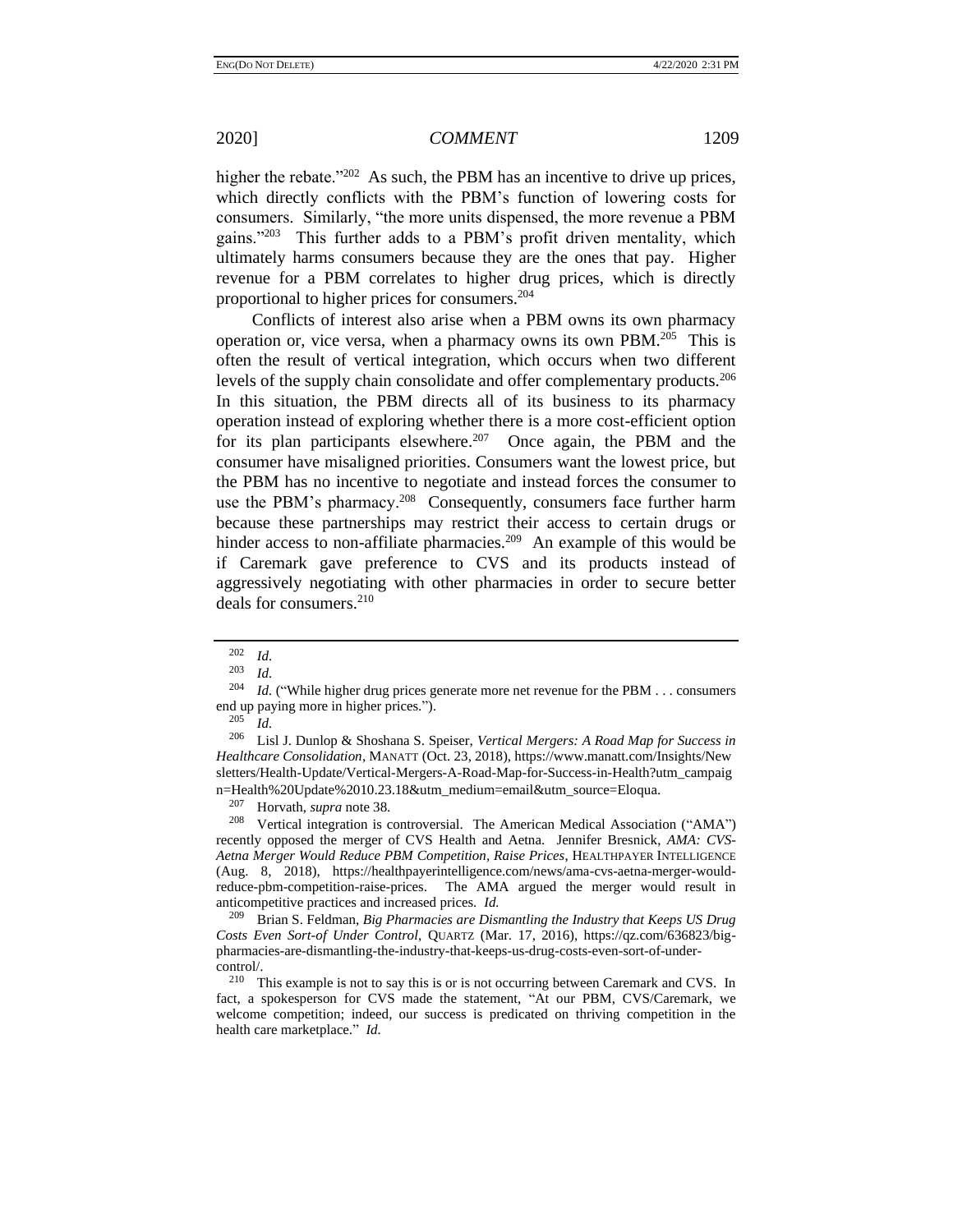higher the rebate."[202] As such, the PBM has an incentive to drive up prices, which directly conflicts with the PBM's function of lowering costs for consumers. Similarly, "the more units dispensed, the more revenue a PBM gains."[203] This further adds to a PBM's profit driven mentality, which ultimately harms consumers because they are the ones that pay. Higher revenue for a PBM correlates to higher drug prices, which is directly proportional to higher prices for consumers.[204]

Conflicts of interest also arise when a PBM owns its own pharmacy operation or, vice versa, when a pharmacy owns its own PBM.[205] This is often the result of vertical integration, which occurs when two different levels of the supply chain consolidate and offer complementary products.[206] In this situation, the PBM directs all of its business to its pharmacy operation instead of exploring whether there is a more cost-efficient option for its plan participants elsewhere.[207] Once again, the PBM and the consumer have misaligned priorities. Consumers want the lowest price, but the PBM has no incentive to negotiate and instead forces the consumer to use the PBM's pharmacy.[208] Consequently, consumers face further harm because these partnerships may restrict their access to certain drugs or hinder access to non-affiliate pharmacies.[209] An example of this would be if Caremark gave preference to CVS and its products instead of aggressively negotiating with other pharmacies in order to secure better deals for consumers.[210]

---

[202] *Id.*

[203] *Id.*

[204] *Id.* ("While higher drug prices generate more net revenue for the PBM . . . consumers end up paying more in higher prices.").

[205] *Id.*

[206] Lisl J. Dunlop & Shoshana S. Speiser, *Vertical Mergers: A Road Map for Success in Healthcare Consolidation*, MANATT (Oct. 23, 2018), https://www.manatt.com/Insights/Newsletters/Health-Update/Vertical-Mergers-A-Road-Map-for-Success-in-Health?utm_campaign=Health%20Update%2010.23.18&utm_medium=email&utm_source=Eloqua.

[207] Horvath, *supra* note 38.

[208] Vertical integration is controversial. The American Medical Association ("AMA") recently opposed the merger of CVS Health and Aetna. Jennifer Bresnick, *AMA: CVS-Aetna Merger Would Reduce PBM Competition, Raise Prices*, HEALTHPAYER INTELLIGENCE (Aug. 8, 2018), https://healthpayerintelligence.com/news/ama-cvs-aetna-merger-would-reduce-pbm-competition-raise-prices. The AMA argued the merger would result in anticompetitive practices and increased prices. *Id.*

[209] Brian S. Feldman, *Big Pharmacies are Dismantling the Industry that Keeps US Drug Costs Even Sort-of Under Control*, QUARTZ (Mar. 17, 2016), https://qz.com/636823/big-pharmacies-are-dismantling-the-industry-that-keeps-us-drug-costs-even-sort-of-under-control/.

[210] This example is not to say this is or is not occurring between Caremark and CVS. In fact, a spokesperson for CVS made the statement, "At our PBM, CVS/Caremark, we welcome competition; indeed, our success is predicated on thriving competition in the health care marketplace." *Id.*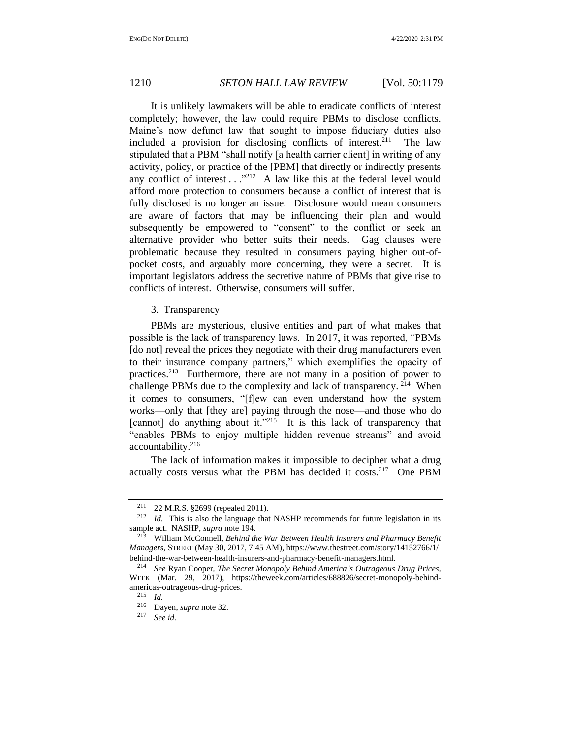It is unlikely lawmakers will be able to eradicate conflicts of interest completely; however, the law could require PBMs to disclose conflicts. Maine's now defunct law that sought to impose fiduciary duties also included a provision for disclosing conflicts of interest.[211] The law stipulated that a PBM "shall notify [a health carrier client] in writing of any activity, policy, or practice of the [PBM] that directly or indirectly presents any conflict of interest . . ."[212] A law like this at the federal level would afford more protection to consumers because a conflict of interest that is fully disclosed is no longer an issue. Disclosure would mean consumers are aware of factors that may be influencing their plan and would subsequently be empowered to "consent" to the conflict or seek an alternative provider who better suits their needs. Gag clauses were problematic because they resulted in consumers paying higher out-of-pocket costs, and arguably more concerning, they were a secret. It is important legislators address the secretive nature of PBMs that give rise to conflicts of interest. Otherwise, consumers will suffer.

### 3. Transparency

PBMs are mysterious, elusive entities and part of what makes that possible is the lack of transparency laws. In 2017, it was reported, "PBMs [do not] reveal the prices they negotiate with their drug manufacturers even to their insurance company partners," which exemplifies the opacity of practices.[213] Furthermore, there are not many in a position of power to challenge PBMs due to the complexity and lack of transparency.[214] When it comes to consumers, "[f]ew can even understand how the system works—only that [they are] paying through the nose—and those who do [cannot] do anything about it."[215] It is this lack of transparency that "enables PBMs to enjoy multiple hidden revenue streams" and avoid accountability.[216]

The lack of information makes it impossible to decipher what a drug actually costs versus what the PBM has decided it costs.[217] One PBM

---

[211] 22 M.R.S. §2699 (repealed 2011).

[212] *Id.* This is also the language that NASHP recommends for future legislation in its sample act. NASHP, *supra* note 194.

[213] William McConnell, *Behind the War Between Health Insurers and Pharmacy Benefit Managers*, STREET (May 30, 2017, 7:45 AM), https://www.thestreet.com/story/14152766/1/behind-the-war-between-health-insurers-and-pharmacy-benefit-managers.html.

[214] *See* Ryan Cooper, *The Secret Monopoly Behind America's Outrageous Drug Prices*, WEEK (Mar. 29, 2017), https://theweek.com/articles/688826/secret-monopoly-behind-americas-outrageous-drug-prices.

[215] *Id.*

[216] Dayen, *supra* note 32.

[217] *See id.*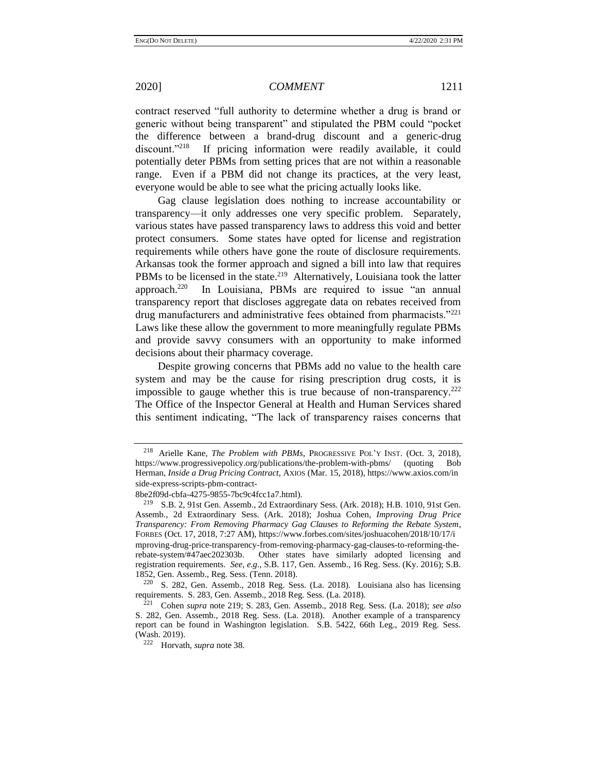contract reserved "full authority to determine whether a drug is brand or generic without being transparent" and stipulated the PBM could "pocket the difference between a brand-drug discount and a generic-drug discount."[218] If pricing information were readily available, it could potentially deter PBMs from setting prices that are not within a reasonable range. Even if a PBM did not change its practices, at the very least, everyone would be able to see what the pricing actually looks like.

Gag clause legislation does nothing to increase accountability or transparency—it only addresses one very specific problem. Separately, various states have passed transparency laws to address this void and better protect consumers. Some states have opted for license and registration requirements while others have gone the route of disclosure requirements. Arkansas took the former approach and signed a bill into law that requires PBMs to be licensed in the state.[219] Alternatively, Louisiana took the latter approach.[220] In Louisiana, PBMs are required to issue "an annual transparency report that discloses aggregate data on rebates received from drug manufacturers and administrative fees obtained from pharmacists."[221] Laws like these allow the government to more meaningfully regulate PBMs and provide savvy consumers with an opportunity to make informed decisions about their pharmacy coverage.

Despite growing concerns that PBMs add no value to the health care system and may be the cause for rising prescription drug costs, it is impossible to gauge whether this is true because of non-transparency.[222] The Office of the Inspector General at Health and Human Services shared this sentiment indicating, "The lack of transparency raises concerns that

---

[218] Arielle Kane, *The Problem with PBMs*, PROGRESSIVE POL'Y INST. (Oct. 3, 2018), https://www.progressivepolicy.org/publications/the-problem-with-pbms/ (quoting Bob Herman, *Inside a Drug Pricing Contract*, AXIOS (Mar. 15, 2018), https://www.axios.com/inside-express-scripts-pbm-contract-8be2f09d-cbfa-4275-9855-7bc9c4fcc1a7.html).

[219] S.B. 2, 91st Gen. Assemb., 2d Extraordinary Sess. (Ark. 2018); H.B. 1010, 91st Gen. Assemb., 2d Extraordinary Sess. (Ark. 2018); Joshua Cohen, *Improving Drug Price Transparency: From Removing Pharmacy Gag Clauses to Reforming the Rebate System*, FORBES (Oct. 17, 2018, 7:27 AM), https://www.forbes.com/sites/joshuacohen/2018/10/17/improving-drug-price-transparency-from-removing-pharmacy-gag-clauses-to-reforming-the-rebate-system/#47aec202303b. Other states have similarly adopted licensing and registration requirements. *See, e.g*., S.B. 117, Gen. Assemb., 16 Reg. Sess. (Ky. 2016); S.B. 1852, Gen. Assemb., Reg. Sess. (Tenn. 2018).

[220] S. 282, Gen. Assemb., 2018 Reg. Sess. (La. 2018). Louisiana also has licensing requirements. S. 283, Gen. Assemb., 2018 Reg. Sess. (La. 2018).

[221] Cohen *supra* note 219; S. 283, Gen. Assemb., 2018 Reg. Sess. (La. 2018); *see also* S. 282, Gen. Assemb., 2018 Reg. Sess. (La. 2018). Another example of a transparency report can be found in Washington legislation. S.B. 5422, 66th Leg., 2019 Reg. Sess. (Wash. 2019).

[222] Horvath, *supra* note 38.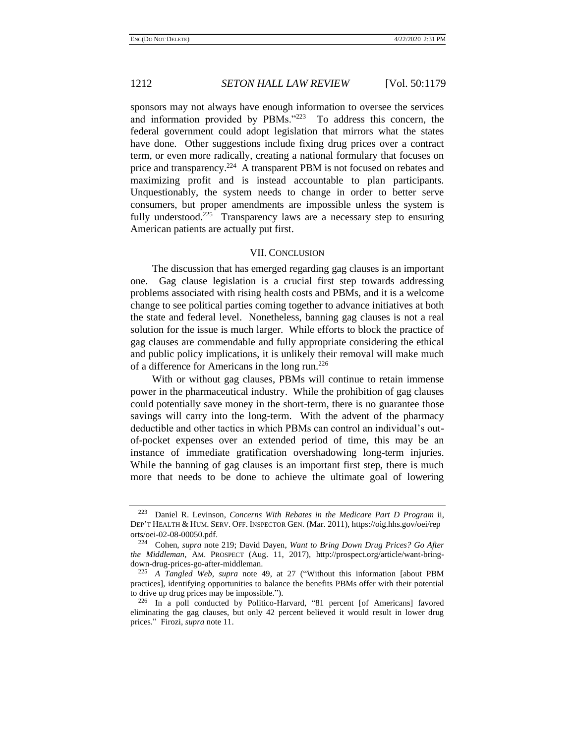sponsors may not always have enough information to oversee the services and information provided by PBMs."[223] To address this concern, the federal government could adopt legislation that mirrors what the states have done. Other suggestions include fixing drug prices over a contract term, or even more radically, creating a national formulary that focuses on price and transparency.[224] A transparent PBM is not focused on rebates and maximizing profit and is instead accountable to plan participants. Unquestionably, the system needs to change in order to better serve consumers, but proper amendments are impossible unless the system is fully understood.[225] Transparency laws are a necessary step to ensuring American patients are actually put first.

## VII. CONCLUSION

The discussion that has emerged regarding gag clauses is an important one. Gag clause legislation is a crucial first step towards addressing problems associated with rising health costs and PBMs, and it is a welcome change to see political parties coming together to advance initiatives at both the state and federal level. Nonetheless, banning gag clauses is not a real solution for the issue is much larger. While efforts to block the practice of gag clauses are commendable and fully appropriate considering the ethical and public policy implications, it is unlikely their removal will make much of a difference for Americans in the long run.[226]

With or without gag clauses, PBMs will continue to retain immense power in the pharmaceutical industry. While the prohibition of gag clauses could potentially save money in the short-term, there is no guarantee those savings will carry into the long-term. With the advent of the pharmacy deductible and other tactics in which PBMs can control an individual's out-of-pocket expenses over an extended period of time, this may be an instance of immediate gratification overshadowing long-term injuries. While the banning of gag clauses is an important first step, there is much more that needs to be done to achieve the ultimate goal of lowering

---

[223] Daniel R. Levinson, *Concerns With Rebates in the Medicare Part D Program* ii, DEP'T HEALTH & HUM. SERV. OFF. INSPECTOR GEN. (Mar. 2011), https://oig.hhs.gov/oei/reports/oei-02-08-00050.pdf.

[224] Cohen, *supra* note 219; David Dayen, *Want to Bring Down Drug Prices? Go After the Middleman*, AM. PROSPECT (Aug. 11, 2017), http://prospect.org/article/want-bring-down-drug-prices-go-after-middleman.

[225] *A Tangled Web*, *supra* note 49, at 27 ("Without this information [about PBM practices], identifying opportunities to balance the benefits PBMs offer with their potential to drive up drug prices may be impossible.").

[226] In a poll conducted by Politico-Harvard, "81 percent [of Americans] favored eliminating the gag clauses, but only 42 percent believed it would result in lower drug prices." Firozi, *supra* note 11.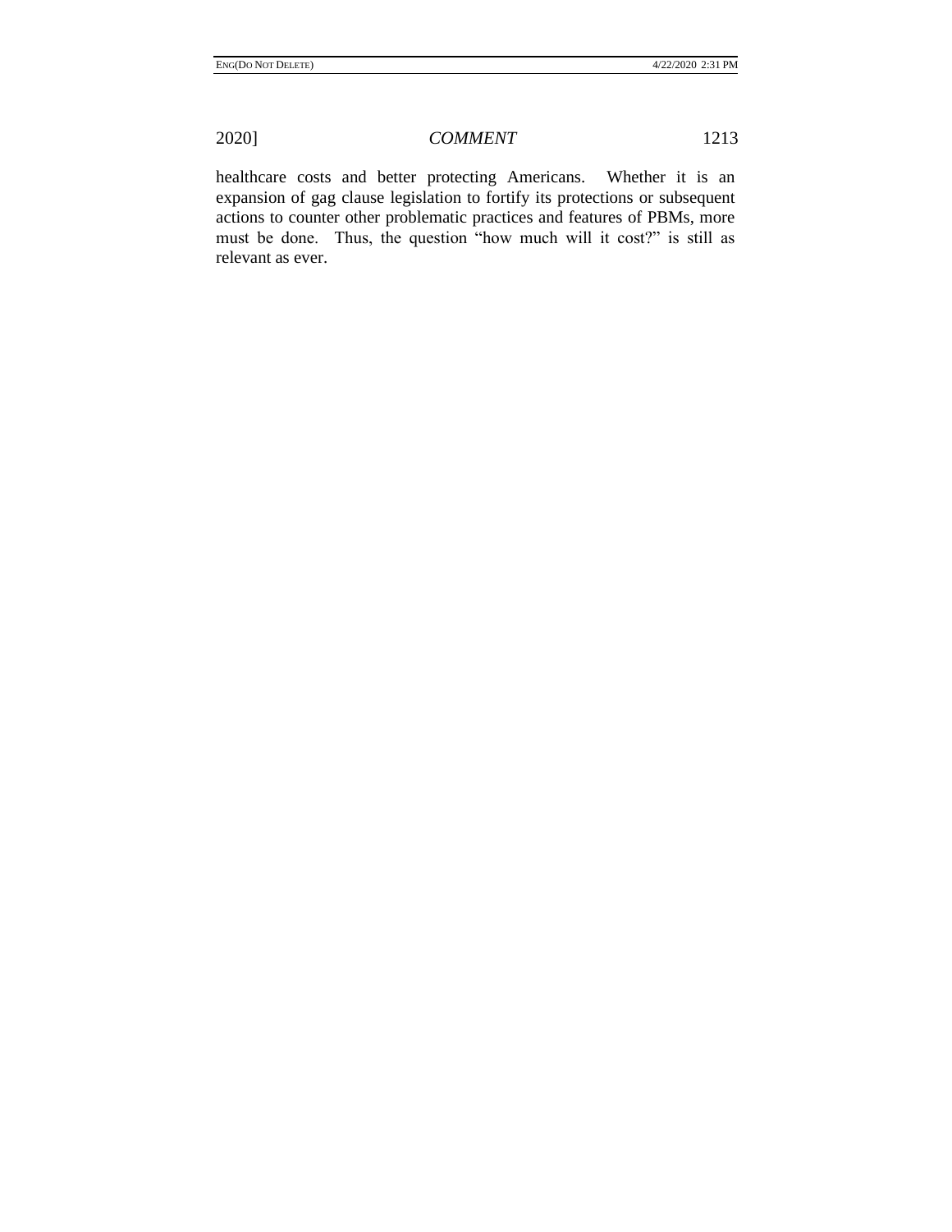healthcare costs and better protecting Americans. Whether it is an expansion of gag clause legislation to fortify its protections or subsequent actions to counter other problematic practices and features of PBMs, more must be done. Thus, the question "how much will it cost?" is still as relevant as ever.